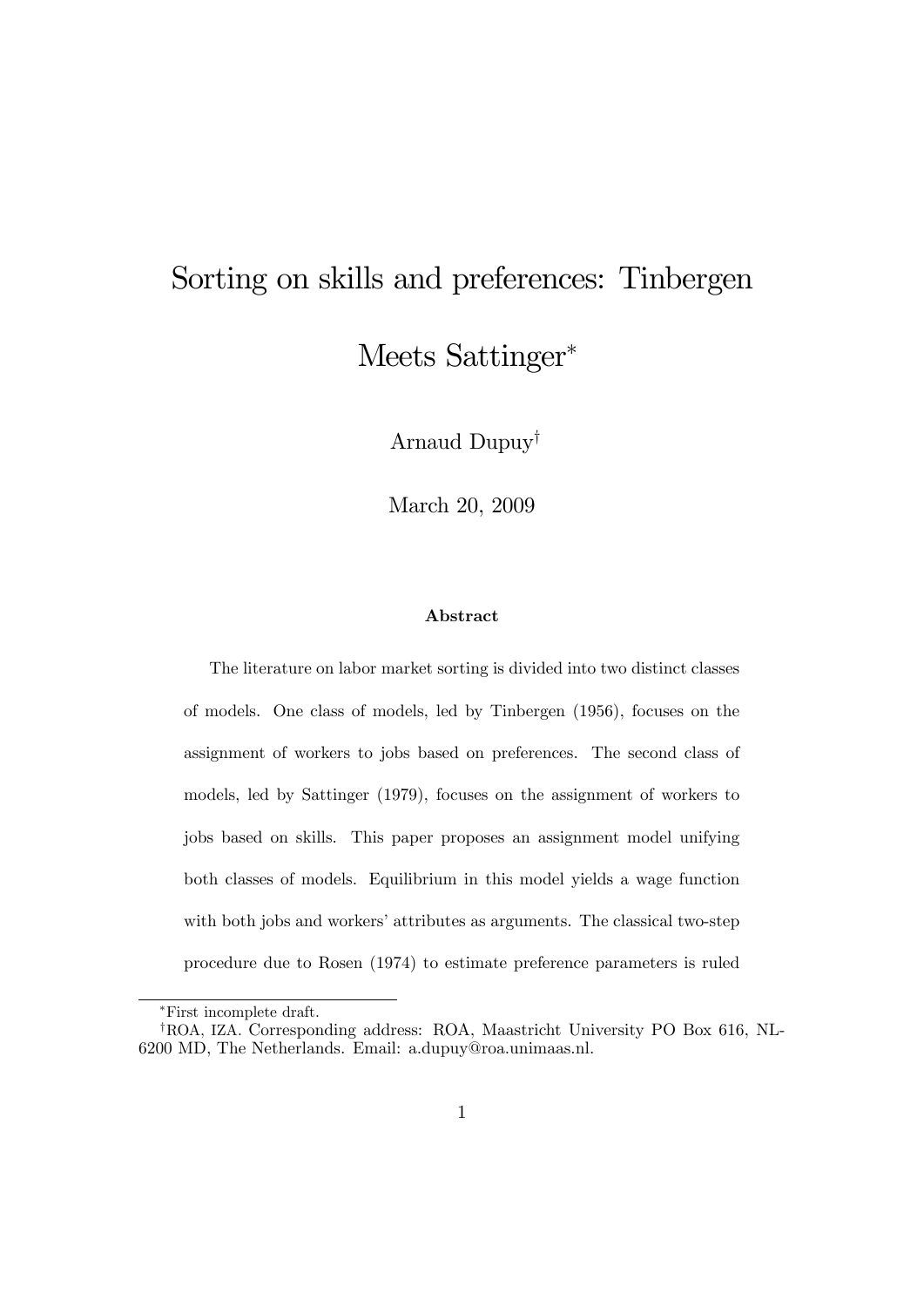# Sorting on skills and preferences: Tinbergen Meets Sattinger*

Arnaud Dupuy†

March 20, 2009

**Abstract**

The literature on labor market sorting is divided into two distinct classes of models. One class of models, led by Tinbergen (1956), focuses on the assignment of workers to jobs based on preferences. The second class of models, led by Sattinger (1979), focuses on the assignment of workers to jobs based on skills. This paper proposes an assignment model unifying both classes of models. Equilibrium in this model yields a wage function with both jobs and workers' attributes as arguments. The classical two-step procedure due to Rosen (1974) to estimate preference parameters is ruled

---

*First incomplete draft.

†ROA, IZA. Corresponding address: ROA, Maastricht University PO Box 616, NL-6200 MD, The Netherlands. Email: a.dupuy@roa.unimaas.nl.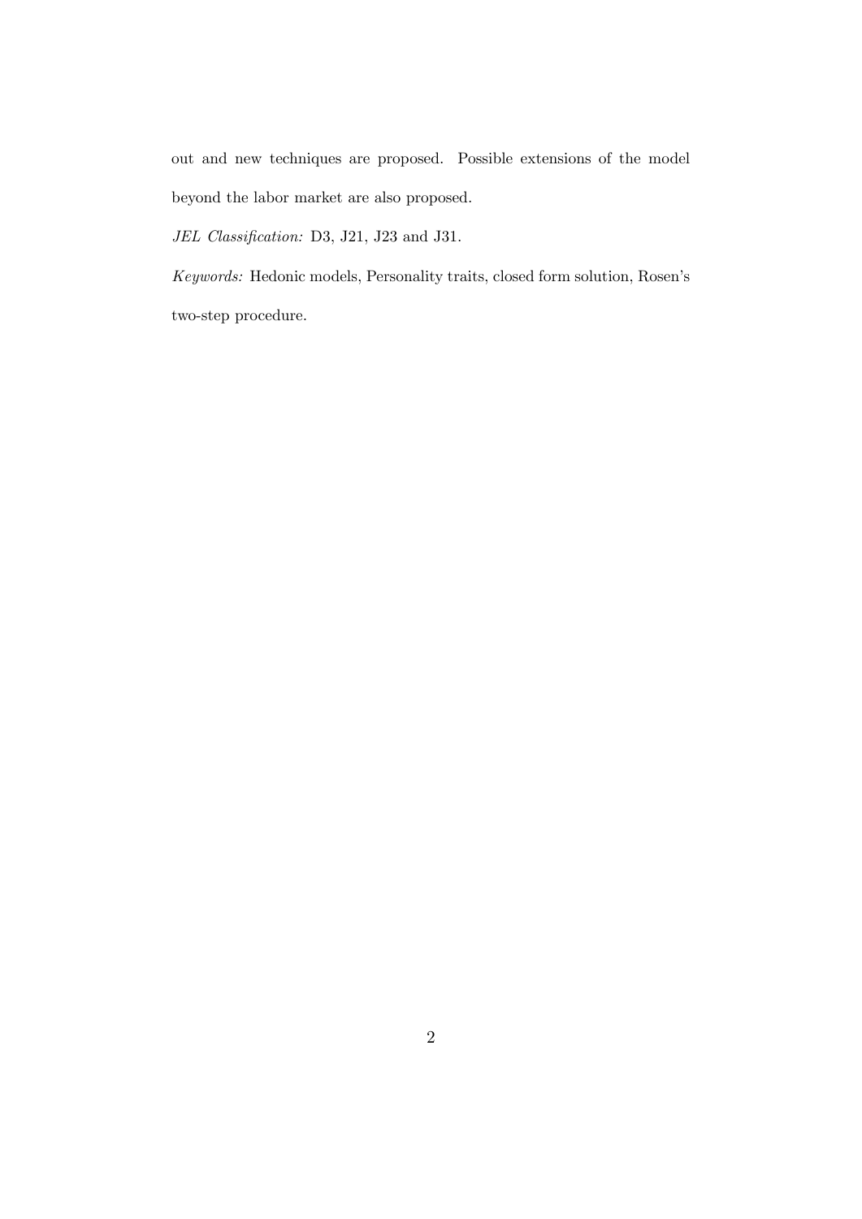out and new techniques are proposed. Possible extensions of the model beyond the labor market are also proposed.

*JEL Classification:* D3, J21, J23 and J31.

*Keywords:* Hedonic models, Personality traits, closed form solution, Rosen's two-step procedure.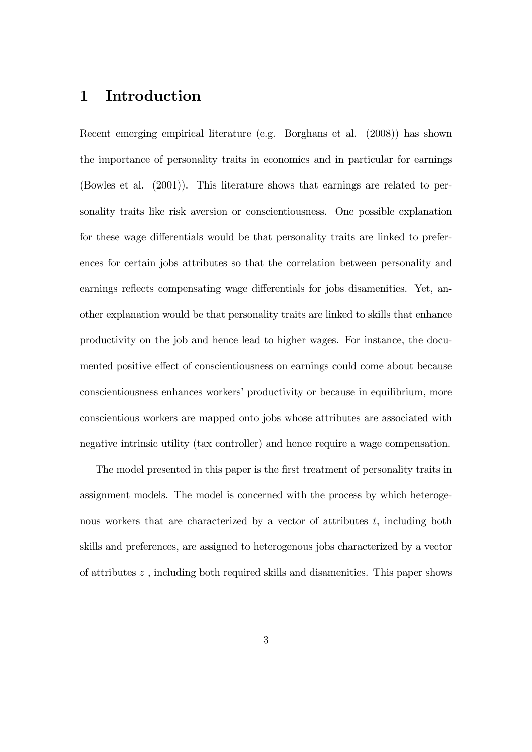# 1 Introduction

Recent emerging empirical literature (e.g. Borghans et al. (2008)) has shown the importance of personality traits in economics and in particular for earnings (Bowles et al. (2001)). This literature shows that earnings are related to personality traits like risk aversion or conscientiousness. One possible explanation for these wage differentials would be that personality traits are linked to preferences for certain jobs attributes so that the correlation between personality and earnings reflects compensating wage differentials for jobs disamenities. Yet, another explanation would be that personality traits are linked to skills that enhance productivity on the job and hence lead to higher wages. For instance, the documented positive effect of conscientiousness on earnings could come about because conscientiousness enhances workers' productivity or because in equilibrium, more conscientious workers are mapped onto jobs whose attributes are associated with negative intrinsic utility (tax controller) and hence require a wage compensation.

The model presented in this paper is the first treatment of personality traits in assignment models. The model is concerned with the process by which heterogenous workers that are characterized by a vector of attributes $t$, including both skills and preferences, are assigned to heterogenous jobs characterized by a vector of attributes $z$ , including both required skills and disamenities. This paper shows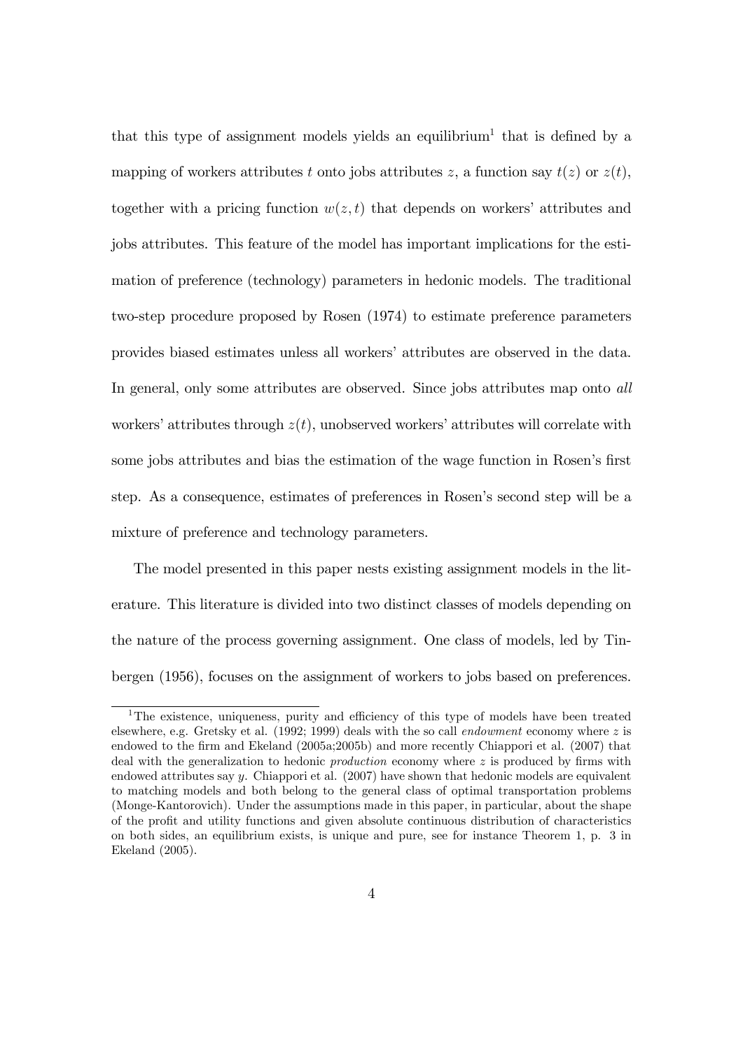that this type of assignment models yields an equilibrium[1] that is defined by a mapping of workers attributes $t$ onto jobs attributes $z$, a function say $t(z)$ or $z(t)$, together with a pricing function $w(z,t)$ that depends on workers' attributes and jobs attributes. This feature of the model has important implications for the estimation of preference (technology) parameters in hedonic models. The traditional two-step procedure proposed by Rosen (1974) to estimate preference parameters provides biased estimates unless all workers' attributes are observed in the data. In general, only some attributes are observed. Since jobs attributes map onto *all* workers' attributes through $z(t)$, unobserved workers' attributes will correlate with some jobs attributes and bias the estimation of the wage function in Rosen's first step. As a consequence, estimates of preferences in Rosen's second step will be a mixture of preference and technology parameters.

The model presented in this paper nests existing assignment models in the literature. This literature is divided into two distinct classes of models depending on the nature of the process governing assignment. One class of models, led by Tinbergen (1956), focuses on the assignment of workers to jobs based on preferences.

[1] The existence, uniqueness, purity and efficiency of this type of models have been treated elsewhere, e.g. Gretsky et al. (1992; 1999) deals with the so call *endowment* economy where $z$ is endowed to the firm and Ekeland (2005a;2005b) and more recently Chiappori et al. (2007) that deal with the generalization to hedonic *production* economy where $z$ is produced by firms with endowed attributes say $y$. Chiappori et al. (2007) have shown that hedonic models are equivalent to matching models and both belong to the general class of optimal transportation problems (Monge-Kantorovich). Under the assumptions made in this paper, in particular, about the shape of the profit and utility functions and given absolute continuous distribution of characteristics on both sides, an equilibrium exists, is unique and pure, see for instance Theorem 1, p. 3 in Ekeland (2005).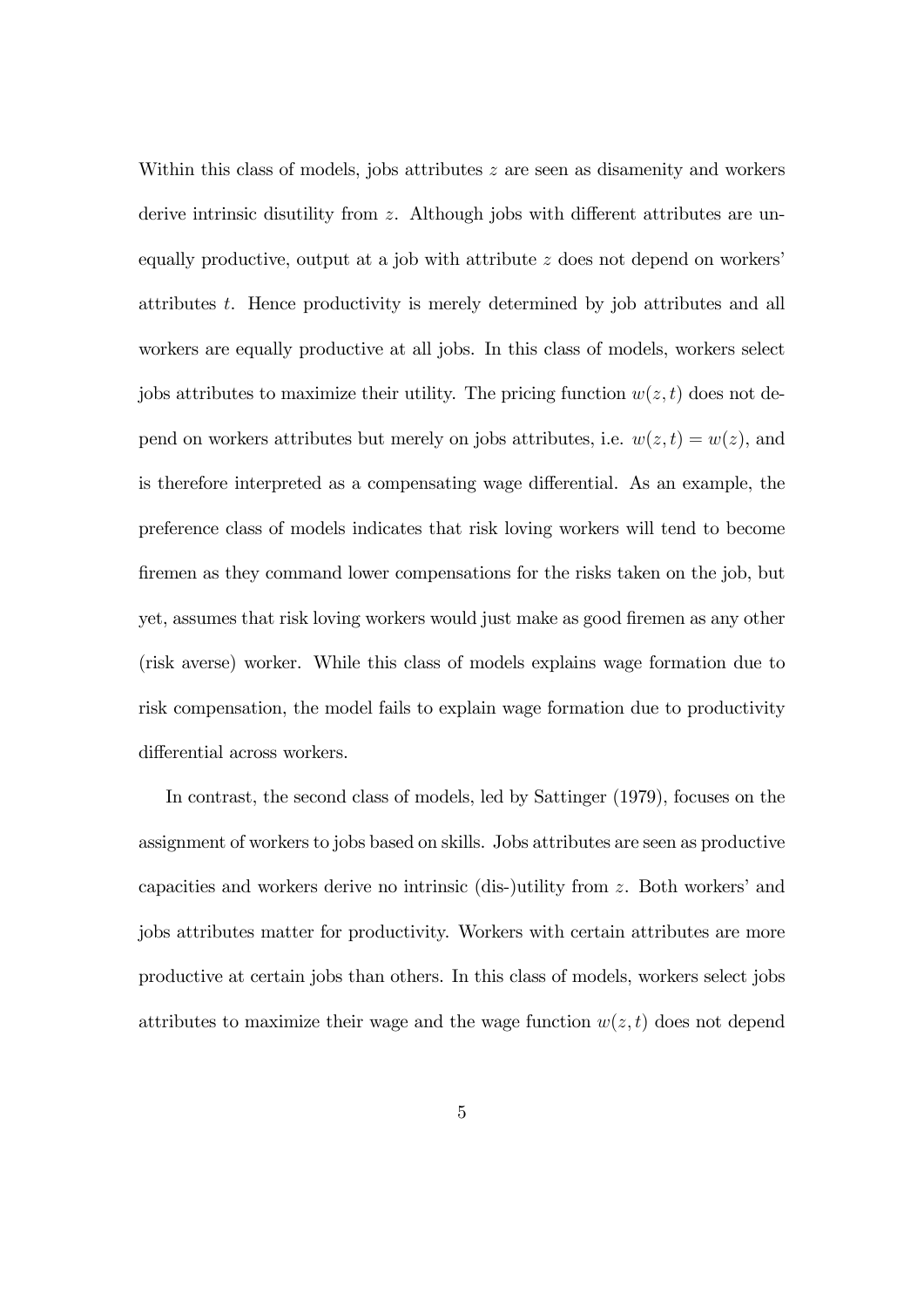Within this class of models, jobs attributes $z$ are seen as disamenity and workers derive intrinsic disutility from $z$. Although jobs with different attributes are unequally productive, output at a job with attribute $z$ does not depend on workers' attributes $t$. Hence productivity is merely determined by job attributes and all workers are equally productive at all jobs. In this class of models, workers select jobs attributes to maximize their utility. The pricing function $w(z, t)$ does not depend on workers attributes but merely on jobs attributes, i.e. $w(z, t) = w(z)$, and is therefore interpreted as a compensating wage differential. As an example, the preference class of models indicates that risk loving workers will tend to become firemen as they command lower compensations for the risks taken on the job, but yet, assumes that risk loving workers would just make as good firemen as any other (risk averse) worker. While this class of models explains wage formation due to risk compensation, the model fails to explain wage formation due to productivity differential across workers.

In contrast, the second class of models, led by Sattinger (1979), focuses on the assignment of workers to jobs based on skills. Jobs attributes are seen as productive capacities and workers derive no intrinsic (dis-)utility from $z$. Both workers' and jobs attributes matter for productivity. Workers with certain attributes are more productive at certain jobs than others. In this class of models, workers select jobs attributes to maximize their wage and the wage function $w(z, t)$ does not depend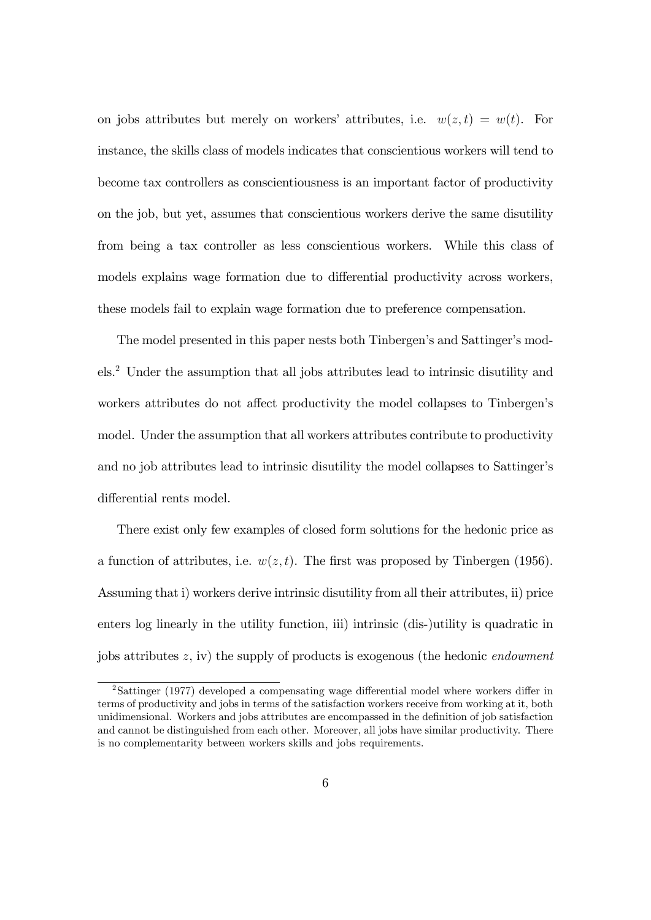on jobs attributes but merely on workers' attributes, i.e. $w(z,t) = w(t)$. For instance, the skills class of models indicates that conscientious workers will tend to become tax controllers as conscientiousness is an important factor of productivity on the job, but yet, assumes that conscientious workers derive the same disutility from being a tax controller as less conscientious workers. While this class of models explains wage formation due to differential productivity across workers, these models fail to explain wage formation due to preference compensation.

The model presented in this paper nests both Tinbergen's and Sattinger's models.[2] Under the assumption that all jobs attributes lead to intrinsic disutility and workers attributes do not affect productivity the model collapses to Tinbergen's model. Under the assumption that all workers attributes contribute to productivity and no job attributes lead to intrinsic disutility the model collapses to Sattinger's differential rents model.

There exist only few examples of closed form solutions for the hedonic price as a function of attributes, i.e. $w(z,t)$. The first was proposed by Tinbergen (1956). Assuming that i) workers derive intrinsic disutility from all their attributes, ii) price enters log linearly in the utility function, iii) intrinsic (dis-)utility is quadratic in jobs attributes $z$, iv) the supply of products is exogenous (the hedonic *endowment*

[2] Sattinger (1977) developed a compensating wage differential model where workers differ in terms of productivity and jobs in terms of the satisfaction workers receive from working at it, both unidimensional. Workers and jobs attributes are encompassed in the definition of job satisfaction and cannot be distinguished from each other. Moreover, all jobs have similar productivity. There is no complementarity between workers skills and jobs requirements.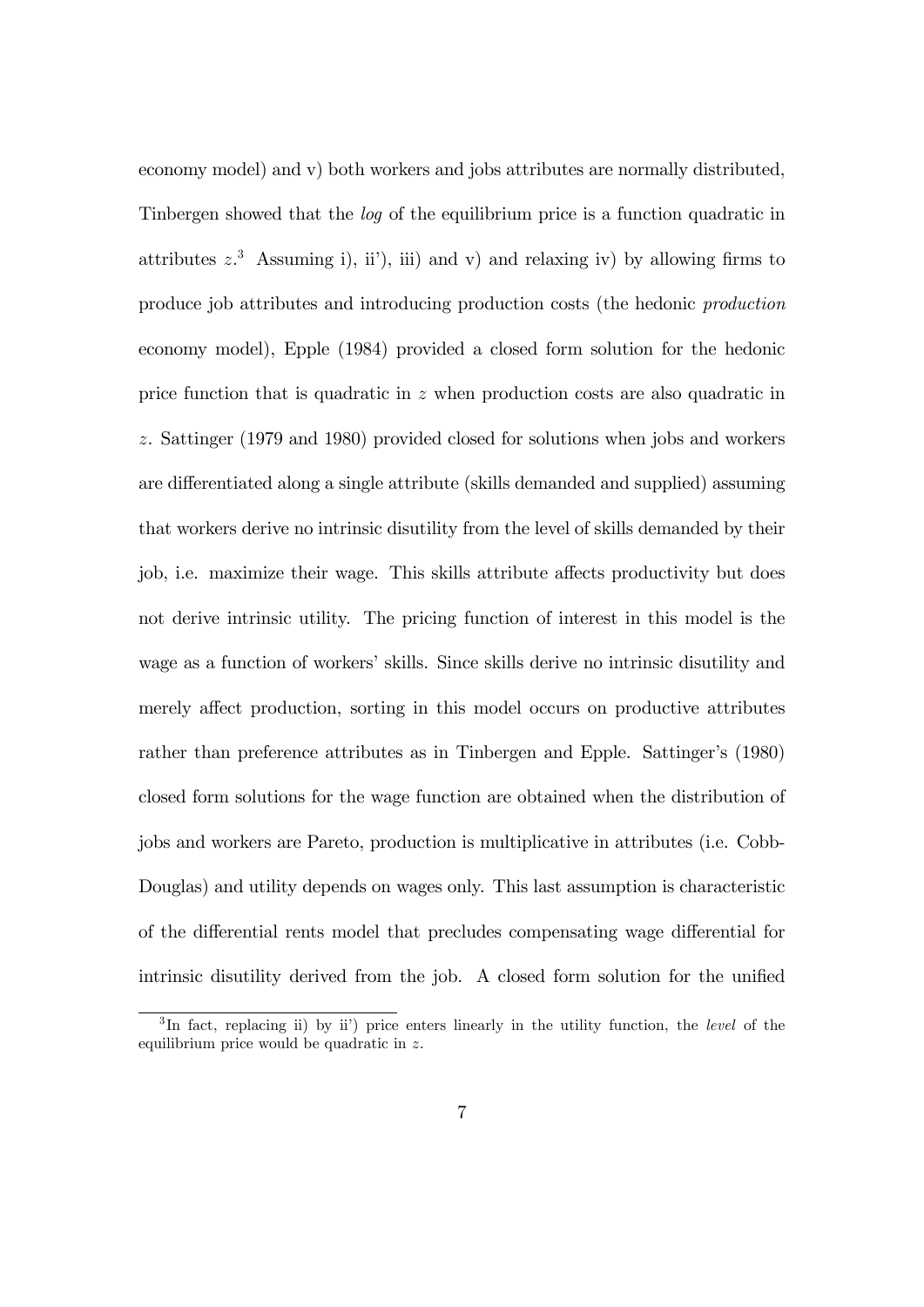economy model) and v) both workers and jobs attributes are normally distributed, Tinbergen showed that the *log* of the equilibrium price is a function quadratic in attributes $z$.[3] Assuming i), ii'), iii) and v) and relaxing iv) by allowing firms to produce job attributes and introducing production costs (the hedonic *production* economy model), Epple (1984) provided a closed form solution for the hedonic price function that is quadratic in $z$ when production costs are also quadratic in $z$. Sattinger (1979 and 1980) provided closed for solutions when jobs and workers are differentiated along a single attribute (skills demanded and supplied) assuming that workers derive no intrinsic disutility from the level of skills demanded by their job, i.e. maximize their wage. This skills attribute affects productivity but does not derive intrinsic utility. The pricing function of interest in this model is the wage as a function of workers' skills. Since skills derive no intrinsic disutility and merely affect production, sorting in this model occurs on productive attributes rather than preference attributes as in Tinbergen and Epple. Sattinger's (1980) closed form solutions for the wage function are obtained when the distribution of jobs and workers are Pareto, production is multiplicative in attributes (i.e. Cobb-Douglas) and utility depends on wages only. This last assumption is characteristic of the differential rents model that precludes compensating wage differential for intrinsic disutility derived from the job. A closed form solution for the unified

[3] In fact, replacing ii) by ii') price enters linearly in the utility function, the *level* of the equilibrium price would be quadratic in $z$.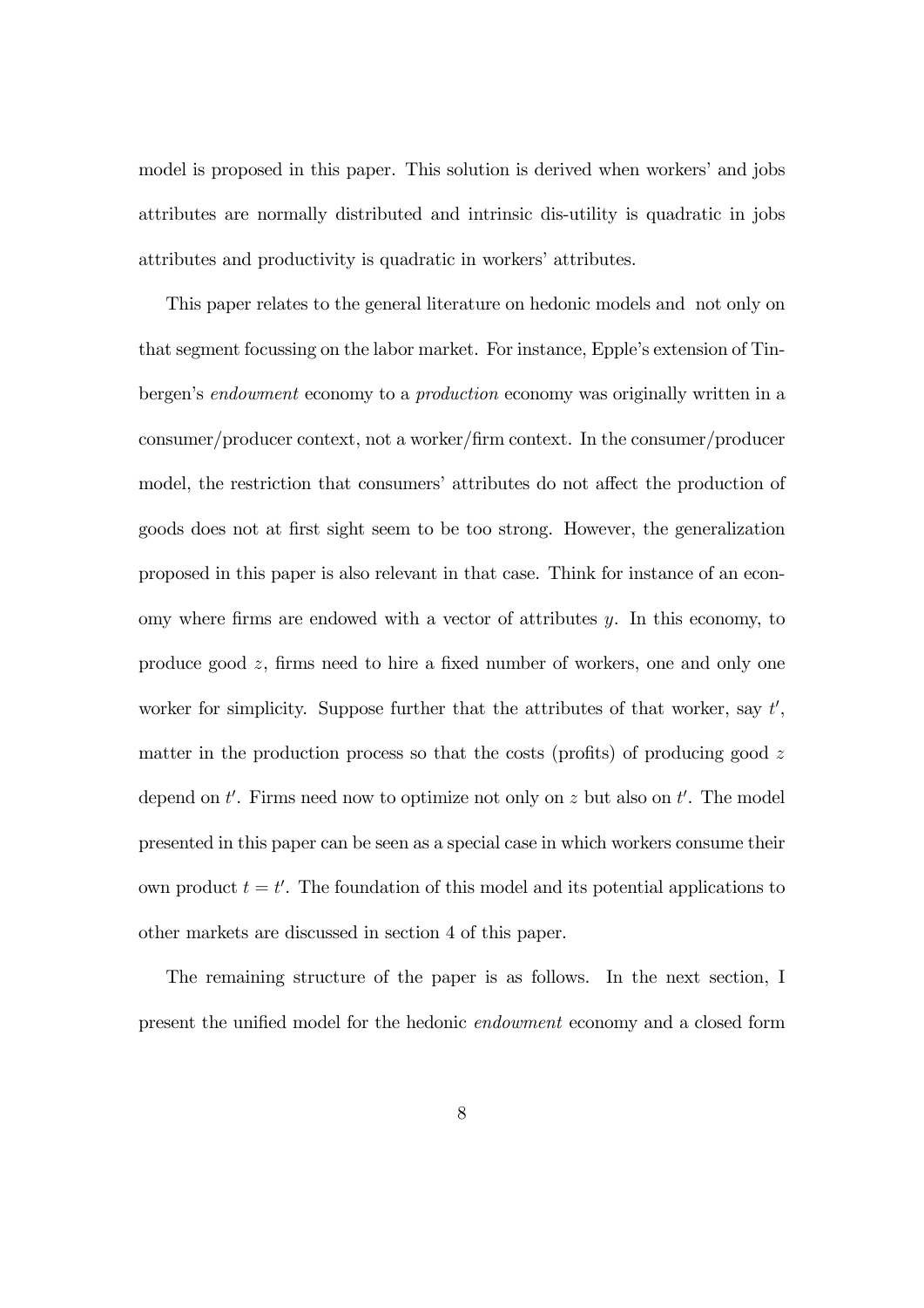model is proposed in this paper. This solution is derived when workers' and jobs attributes are normally distributed and intrinsic dis-utility is quadratic in jobs attributes and productivity is quadratic in workers' attributes.

This paper relates to the general literature on hedonic models and not only on that segment focussing on the labor market. For instance, Epple's extension of Tinbergen's *endowment* economy to a *production* economy was originally written in a consumer/producer context, not a worker/firm context. In the consumer/producer model, the restriction that consumers' attributes do not affect the production of goods does not at first sight seem to be too strong. However, the generalization proposed in this paper is also relevant in that case. Think for instance of an economy where firms are endowed with a vector of attributes $y$. In this economy, to produce good $z$, firms need to hire a fixed number of workers, one and only one worker for simplicity. Suppose further that the attributes of that worker, say $t'$, matter in the production process so that the costs (profits) of producing good $z$ depend on $t'$. Firms need now to optimize not only on $z$ but also on $t'$. The model presented in this paper can be seen as a special case in which workers consume their own product $t = t'$. The foundation of this model and its potential applications to other markets are discussed in section 4 of this paper.

The remaining structure of the paper is as follows. In the next section, I present the unified model for the hedonic *endowment* economy and a closed form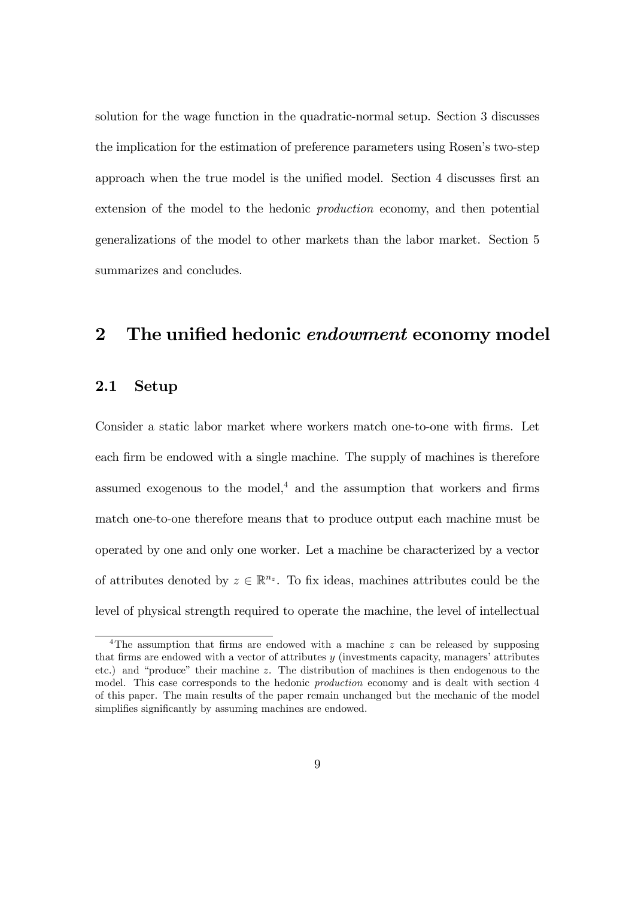solution for the wage function in the quadratic-normal setup. Section 3 discusses the implication for the estimation of preference parameters using Rosen's two-step approach when the true model is the unified model. Section 4 discusses first an extension of the model to the hedonic *production* economy, and then potential generalizations of the model to other markets than the labor market. Section 5 summarizes and concludes.

# 2 The unified hedonic *endowment* economy model

## 2.1 Setup

Consider a static labor market where workers match one-to-one with firms. Let each firm be endowed with a single machine. The supply of machines is therefore assumed exogenous to the model,[4] and the assumption that workers and firms match one-to-one therefore means that to produce output each machine must be operated by one and only one worker. Let a machine be characterized by a vector of attributes denoted by $z \in \mathbb{R}^{n_z}$. To fix ideas, machines attributes could be the level of physical strength required to operate the machine, the level of intellectual

[4] The assumption that firms are endowed with a machine $z$ can be released by supposing that firms are endowed with a vector of attributes $y$ (investments capacity, managers' attributes etc.) and "produce" their machine $z$. The distribution of machines is then endogenous to the model. This case corresponds to the hedonic *production* economy and is dealt with section 4 of this paper. The main results of the paper remain unchanged but the mechanic of the model simplifies significantly by assuming machines are endowed.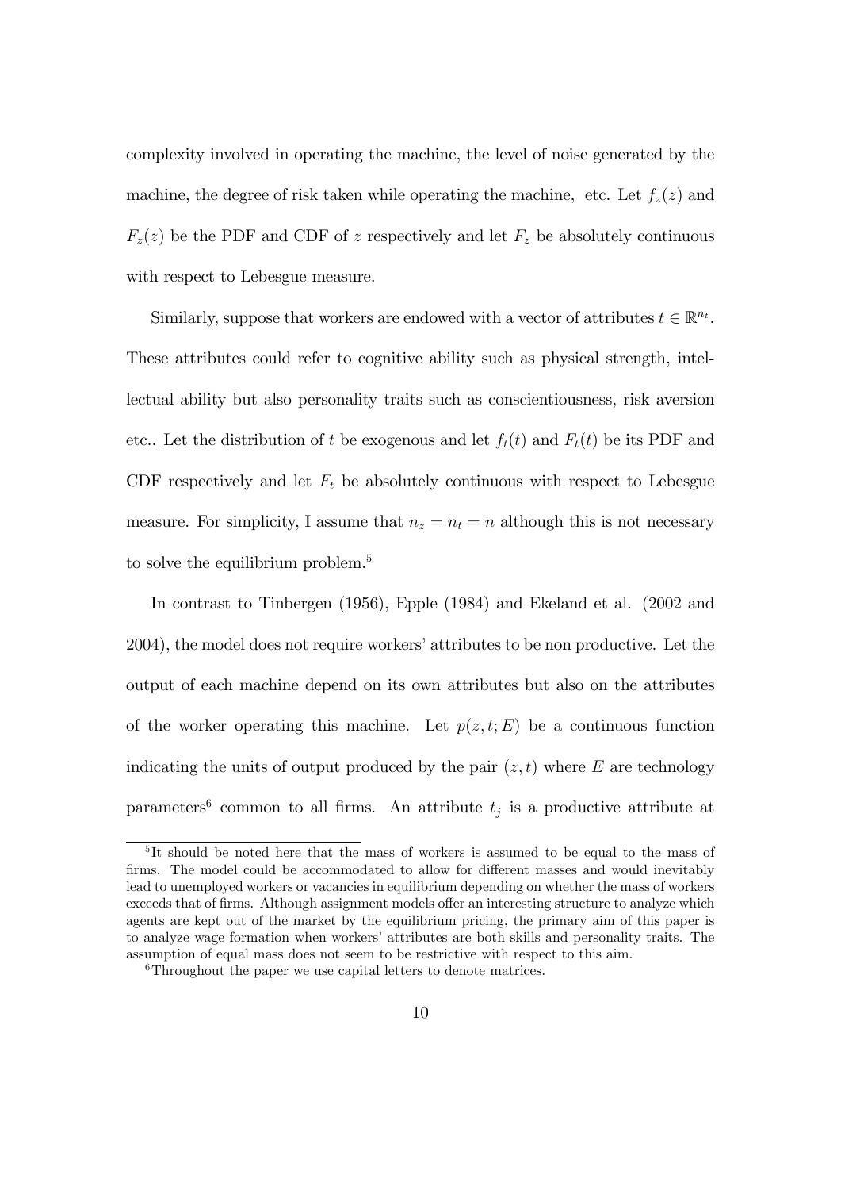complexity involved in operating the machine, the level of noise generated by the machine, the degree of risk taken while operating the machine, etc. Let $f_z(z)$ and $F_z(z)$ be the PDF and CDF of $z$ respectively and let $F_z$ be absolutely continuous with respect to Lebesgue measure.

Similarly, suppose that workers are endowed with a vector of attributes $t \in \mathbb{R}^{n_t}$. These attributes could refer to cognitive ability such as physical strength, intellectual ability but also personality traits such as conscientiousness, risk aversion etc.. Let the distribution of $t$ be exogenous and let $f_t(t)$ and $F_t(t)$ be its PDF and CDF respectively and let $F_t$ be absolutely continuous with respect to Lebesgue measure. For simplicity, I assume that $n_z = n_t = n$ although this is not necessary to solve the equilibrium problem.[5]

In contrast to Tinbergen (1956), Epple (1984) and Ekeland et al. (2002 and 2004), the model does not require workers' attributes to be non productive. Let the output of each machine depend on its own attributes but also on the attributes of the worker operating this machine. Let $p(z, t; E)$ be a continuous function indicating the units of output produced by the pair $(z, t)$ where $E$ are technology parameters[6] common to all firms. An attribute $t_j$ is a productive attribute at

[5]It should be noted here that the mass of workers is assumed to be equal to the mass of firms. The model could be accommodated to allow for different masses and would inevitably lead to unemployed workers or vacancies in equilibrium depending on whether the mass of workers exceeds that of firms. Although assignment models offer an interesting structure to analyze which agents are kept out of the market by the equilibrium pricing, the primary aim of this paper is to analyze wage formation when workers' attributes are both skills and personality traits. The assumption of equal mass does not seem to be restrictive with respect to this aim.

[6]Throughout the paper we use capital letters to denote matrices.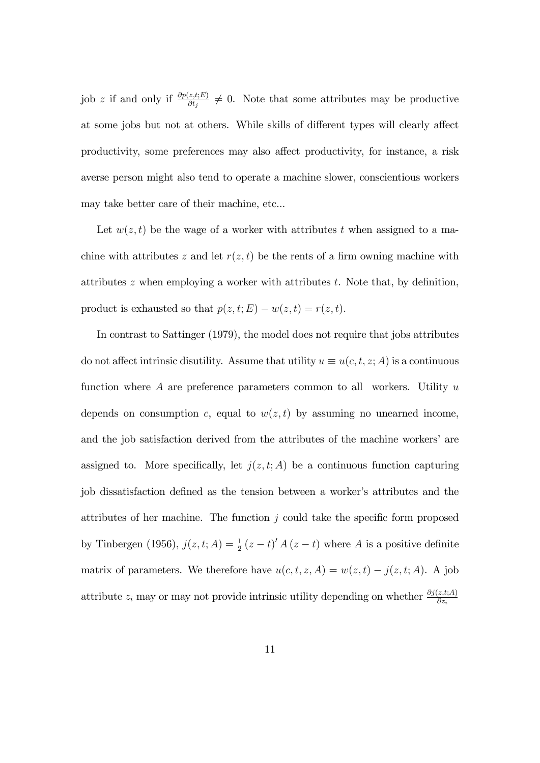job $z$ if and only if $\frac{\partial p(z,t;E)}{\partial t_j} \neq 0$. Note that some attributes may be productive at some jobs but not at others. While skills of different types will clearly affect productivity, some preferences may also affect productivity, for instance, a risk averse person might also tend to operate a machine slower, conscientious workers may take better care of their machine, etc...

Let $w(z,t)$ be the wage of a worker with attributes $t$ when assigned to a machine with attributes $z$ and let $r(z,t)$ be the rents of a firm owning machine with attributes $z$ when employing a worker with attributes $t$. Note that, by definition, product is exhausted so that $p(z,t;E) - w(z,t) = r(z,t)$.

In contrast to Sattinger (1979), the model does not require that jobs attributes do not affect intrinsic disutility. Assume that utility $u \equiv u(c,t,z;A)$ is a continuous function where $A$ are preference parameters common to all workers. Utility $u$ depends on consumption $c$, equal to $w(z,t)$ by assuming no unearned income, and the job satisfaction derived from the attributes of the machine workers' are assigned to. More specifically, let $j(z,t;A)$ be a continuous function capturing job dissatisfaction defined as the tension between a worker's attributes and the attributes of her machine. The function $j$ could take the specific form proposed by Tinbergen (1956), $j(z,t;A) = \frac{1}{2}(z-t)' A (z-t)$ where $A$ is a positive definite matrix of parameters. We therefore have $u(c,t,z,A) = w(z,t) - j(z,t;A)$. A job attribute $z_i$ may or may not provide intrinsic utility depending on whether $\frac{\partial j(z,t;A)}{\partial z_i}$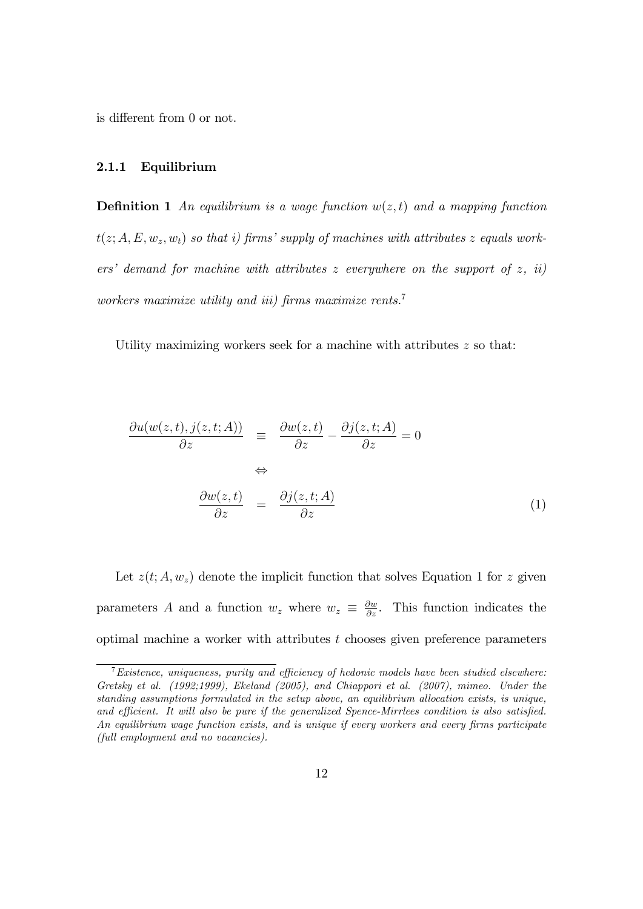is different from 0 or not.

### 2.1.1 Equilibrium

**Definition 1** *An equilibrium is a wage function $w(z,t)$ and a mapping function $t(z;A,E,w_z,w_t)$ so that i) firms' supply of machines with attributes $z$ equals workers' demand for machine with attributes $z$ everywhere on the support of $z$, ii) workers maximize utility and iii) firms maximize rents.*[7]

Utility maximizing workers seek for a machine with attributes $z$ so that:

$$
\begin{aligned}
\frac{\partial u(w(z,t), j(z,t;A))}{\partial z} &\equiv \frac{\partial w(z,t)}{\partial z} - \frac{\partial j(z,t;A)}{\partial z} = 0 \\
&\Leftrightarrow \\
\frac{\partial w(z,t)}{\partial z} &= \frac{\partial j(z,t;A)}{\partial z} \qquad (1)
\end{aligned}
$$

Let $z(t;A,w_z)$ denote the implicit function that solves Equation 1 for $z$ given parameters $A$ and a function $w_z$ where $w_z \equiv \frac{\partial w}{\partial z}$. This function indicates the optimal machine a worker with attributes $t$ chooses given preference parameters

[7] *Existence, uniqueness, purity and efficiency of hedonic models have been studied elsewhere: Gretsky et al. (1992;1999), Ekeland (2005), and Chiappori et al. (2007), mimeo. Under the standing assumptions formulated in the setup above, an equilibrium allocation exists, is unique, and efficient. It will also be pure if the generalized Spence-Mirrlees condition is also satisfied. An equilibrium wage function exists, and is unique if every workers and every firms participate (full employment and no vacancies).*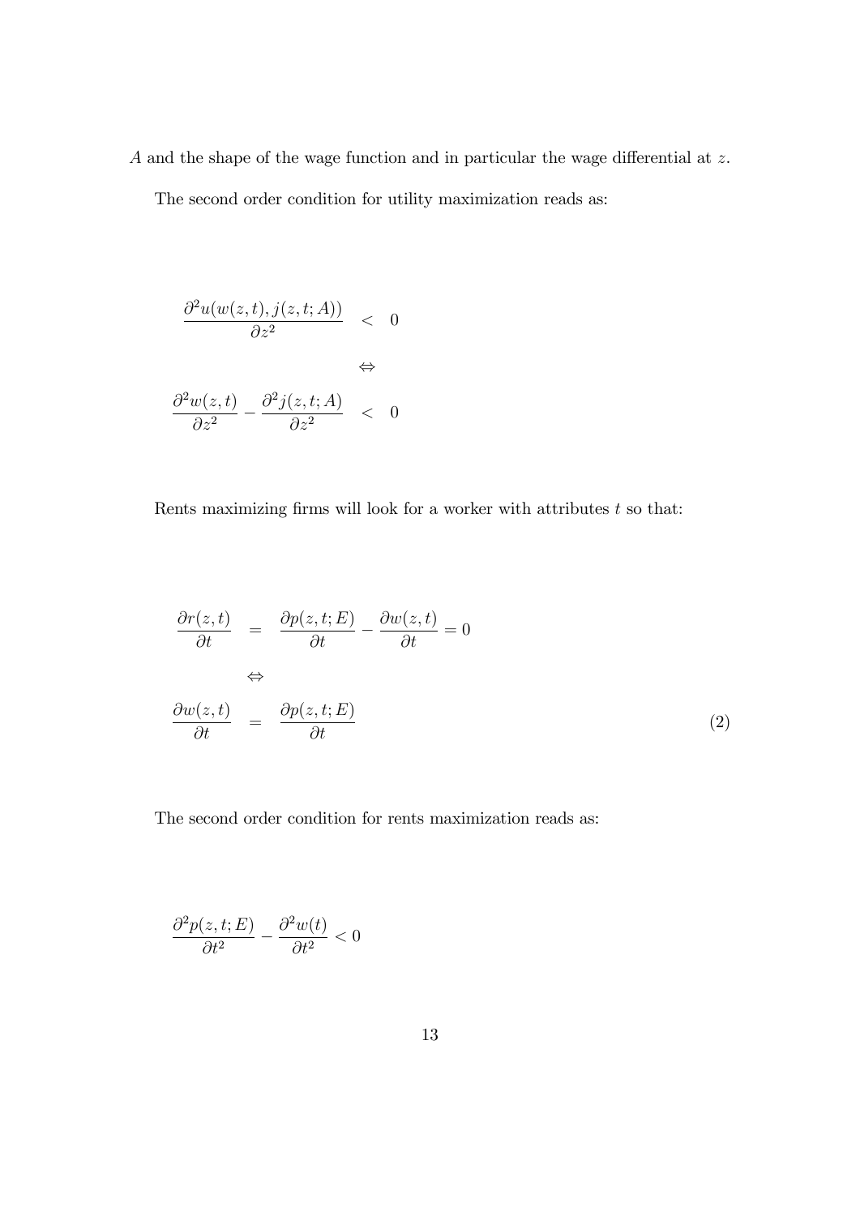$A$ and the shape of the wage function and in particular the wage differential at $z$.

The second order condition for utility maximization reads as:

$$\frac{\partial^2 u(w(z,t), j(z,t;A))}{\partial z^2} < 0$$

$$\Leftrightarrow$$

$$\frac{\partial^2 w(z,t)}{\partial z^2} - \frac{\partial^2 j(z,t;A)}{\partial z^2} < 0$$

Rents maximizing firms will look for a worker with attributes $t$ so that:

$$\frac{\partial r(z,t)}{\partial t} = \frac{\partial p(z,t;E)}{\partial t} - \frac{\partial w(z,t)}{\partial t} = 0$$

$$\Leftrightarrow$$

$$\frac{\partial w(z,t)}{\partial t} = \frac{\partial p(z,t;E)}{\partial t} \tag{2}$$

The second order condition for rents maximization reads as:

$$\frac{\partial^2 p(z,t;E)}{\partial t^2} - \frac{\partial^2 w(t)}{\partial t^2} < 0$$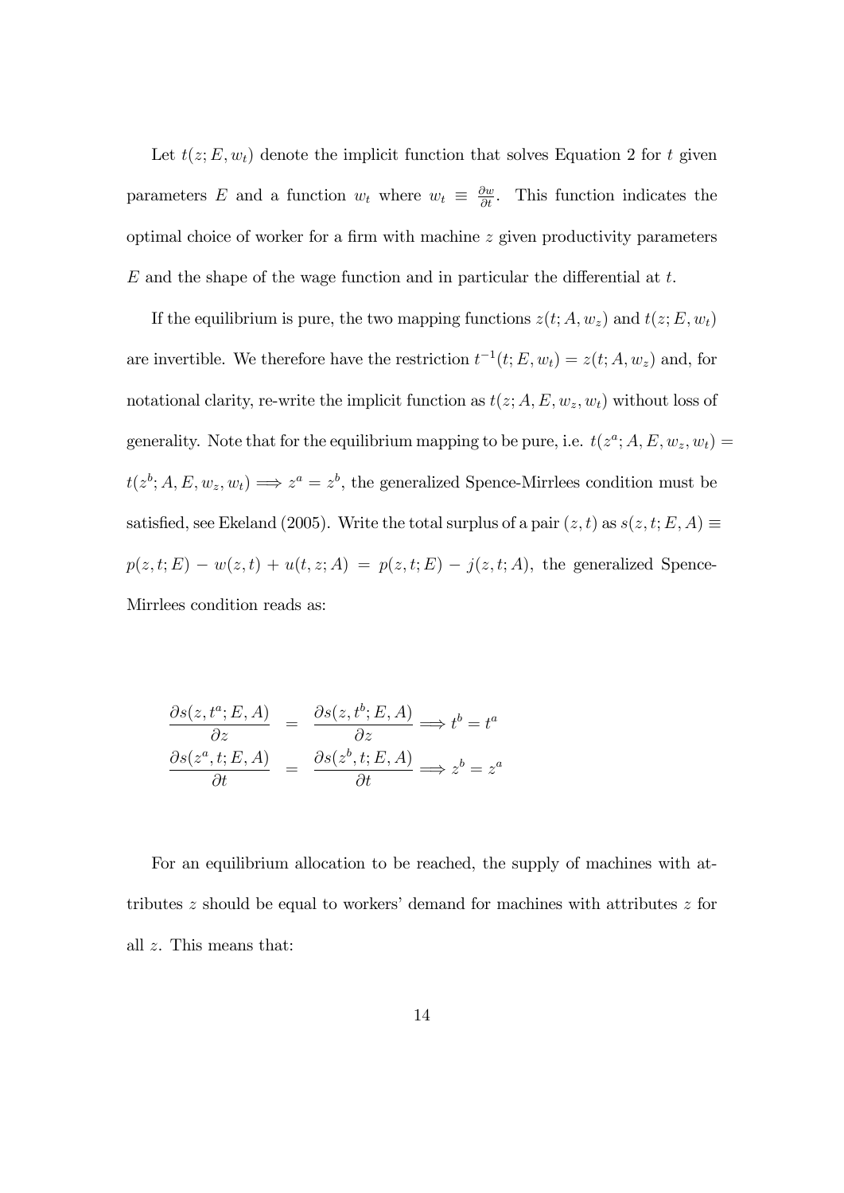Let $t(z; E, w_t)$ denote the implicit function that solves Equation 2 for $t$ given parameters $E$ and a function $w_t$ where $w_t \equiv \frac{\partial w}{\partial t}$. This function indicates the optimal choice of worker for a firm with machine $z$ given productivity parameters $E$ and the shape of the wage function and in particular the differential at $t$.

If the equilibrium is pure, the two mapping functions $z(t; A, w_z)$ and $t(z; E, w_t)$ are invertible. We therefore have the restriction $t^{-1}(t; E, w_t) = z(t; A, w_z)$ and, for notational clarity, re-write the implicit function as $t(z; A, E, w_z, w_t)$ without loss of generality. Note that for the equilibrium mapping to be pure, i.e. $t(z^a; A, E, w_z, w_t) = t(z^b; A, E, w_z, w_t) \Longrightarrow z^a = z^b$, the generalized Spence-Mirrlees condition must be satisfied, see Ekeland (2005). Write the total surplus of a pair $(z, t)$ as $s(z, t; E, A) \equiv p(z, t; E) - w(z, t) + u(t, z; A) = p(z, t; E) - j(z, t; A)$, the generalized Spence-Mirrlees condition reads as:

$$
\begin{aligned}
\frac{\partial s(z, t^a; E, A)}{\partial z} &= \frac{\partial s(z, t^b; E, A)}{\partial z} \Longrightarrow t^b = t^a \\
\frac{\partial s(z^a, t; E, A)}{\partial t} &= \frac{\partial s(z^b, t; E, A)}{\partial t} \Longrightarrow z^b = z^a
\end{aligned}
$$

For an equilibrium allocation to be reached, the supply of machines with attributes $z$ should be equal to workers' demand for machines with attributes $z$ for all $z$. This means that: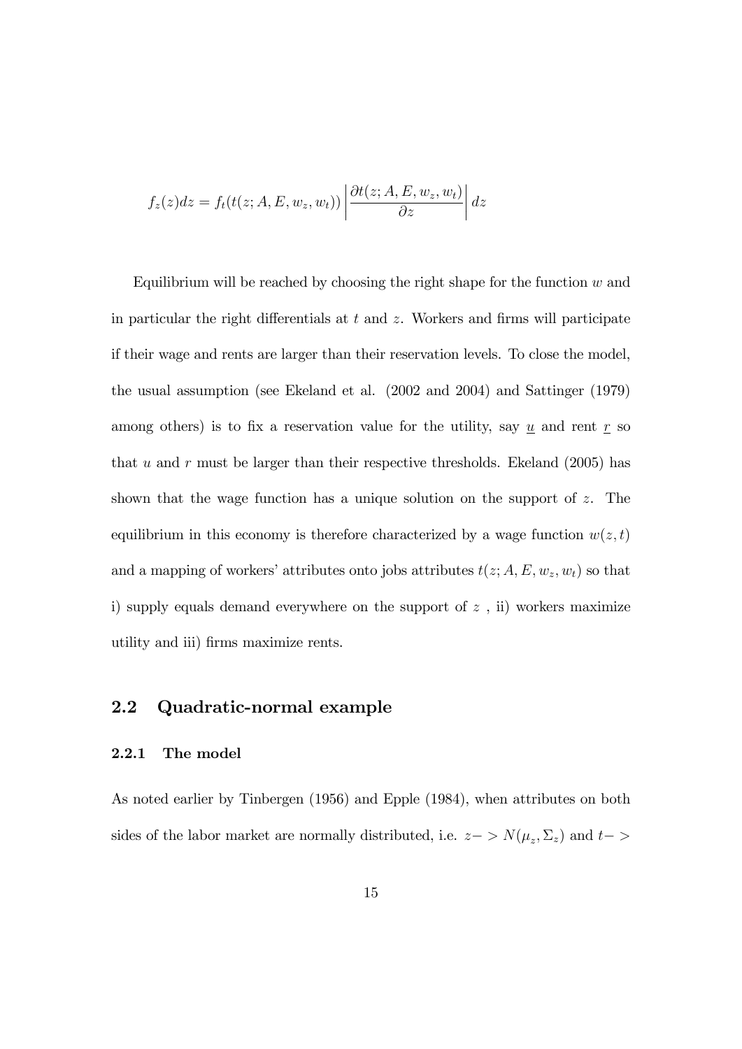$$f_z(z)dz = f_t(t(z; A, E, w_z, w_t)) \left| \frac{\partial t(z; A, E, w_z, w_t)}{\partial z} \right| dz$$

Equilibrium will be reached by choosing the right shape for the function $w$ and in particular the right differentials at $t$ and $z$. Workers and firms will participate if their wage and rents are larger than their reservation levels. To close the model, the usual assumption (see Ekeland et al. (2002 and 2004) and Sattinger (1979) among others) is to fix a reservation value for the utility, say $\underline{u}$ and rent $\underline{r}$ so that $u$ and $r$ must be larger than their respective thresholds. Ekeland (2005) has shown that the wage function has a unique solution on the support of $z$. The equilibrium in this economy is therefore characterized by a wage function $w(z, t)$ and a mapping of workers' attributes onto jobs attributes $t(z; A, E, w_z, w_t)$ so that i) supply equals demand everywhere on the support of $z$ , ii) workers maximize utility and iii) firms maximize rents.

## 2.2 Quadratic-normal example

### 2.2.1 The model

As noted earlier by Tinbergen (1956) and Epple (1984), when attributes on both sides of the labor market are normally distributed, i.e. $z -> N(\mu_z, \Sigma_z)$ and $t ->$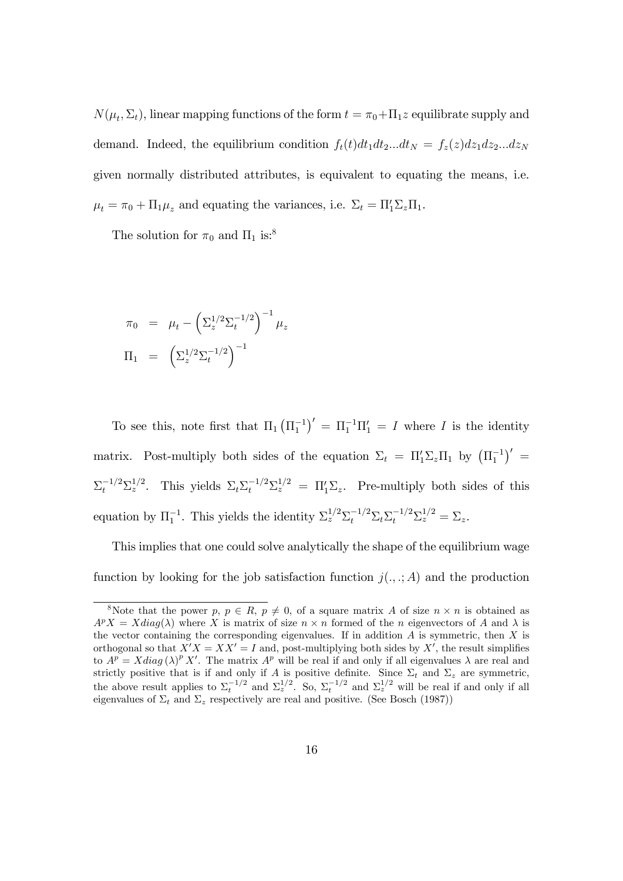$N(\mu_t, \Sigma_t)$, linear mapping functions of the form $t = \pi_0 + \Pi_1 z$ equilibrate supply and demand. Indeed, the equilibrium condition $f_t(t)dt_1 dt_2...dt_N = f_z(z)dz_1 dz_2...dz_N$ given normally distributed attributes, is equivalent to equating the means, i.e. $\mu_t = \pi_0 + \Pi_1 \mu_z$ and equating the variances, i.e. $\Sigma_t = \Pi_1' \Sigma_z \Pi_1$.

The solution for $\pi_0$ and $\Pi_1$ is:[8]

$$
\begin{aligned}
\pi_0 &= \mu_t - \left(\Sigma_z^{1/2}\Sigma_t^{-1/2}\right)^{-1} \mu_z \\
\Pi_1 &= \left(\Sigma_z^{1/2}\Sigma_t^{-1/2}\right)^{-1}
\end{aligned}
$$

To see this, note first that $\Pi_1 \left(\Pi_1^{-1}\right)' = \Pi_1^{-1}\Pi_1' = I$ where $I$ is the identity matrix. Post-multiply both sides of the equation $\Sigma_t = \Pi_1' \Sigma_z \Pi_1$ by $\left(\Pi_1^{-1}\right)' = \Sigma_t^{-1/2}\Sigma_z^{1/2}$. This yields $\Sigma_t \Sigma_t^{-1/2}\Sigma_z^{1/2} = \Pi_1' \Sigma_z$. Pre-multiply both sides of this equation by $\Pi_1^{-1}$. This yields the identity $\Sigma_z^{1/2}\Sigma_t^{-1/2}\Sigma_t\Sigma_t^{-1/2}\Sigma_z^{1/2} = \Sigma_z$.

This implies that one could solve analytically the shape of the equilibrium wage function by looking for the job satisfaction function $j(.,.;A)$ and the production

[8] Note that the power $p$, $p \in R$, $p \neq 0$, of a square matrix $A$ of size $n \times n$ is obtained as $A^p X = X diag(\lambda)$ where $X$ is matrix of size $n \times n$ formed of the $n$ eigenvectors of $A$ and $\lambda$ is the vector containing the corresponding eigenvalues. If in addition $A$ is symmetric, then $X$ is orthogonal so that $X'X = XX' = I$ and, post-multiplying both sides by $X'$, the result simplifies to $A^p = X diag(\lambda)^p X'$. The matrix $A^p$ will be real if and only if all eigenvalues $\lambda$ are real and strictly positive that is if and only if $A$ is positive definite. Since $\Sigma_t$ and $\Sigma_z$ are symmetric, the above result applies to $\Sigma_t^{-1/2}$ and $\Sigma_z^{1/2}$. So, $\Sigma_t^{-1/2}$ and $\Sigma_z^{1/2}$ will be real if and only if all eigenvalues of $\Sigma_t$ and $\Sigma_z$ respectively are real and positive. (See Bosch (1987))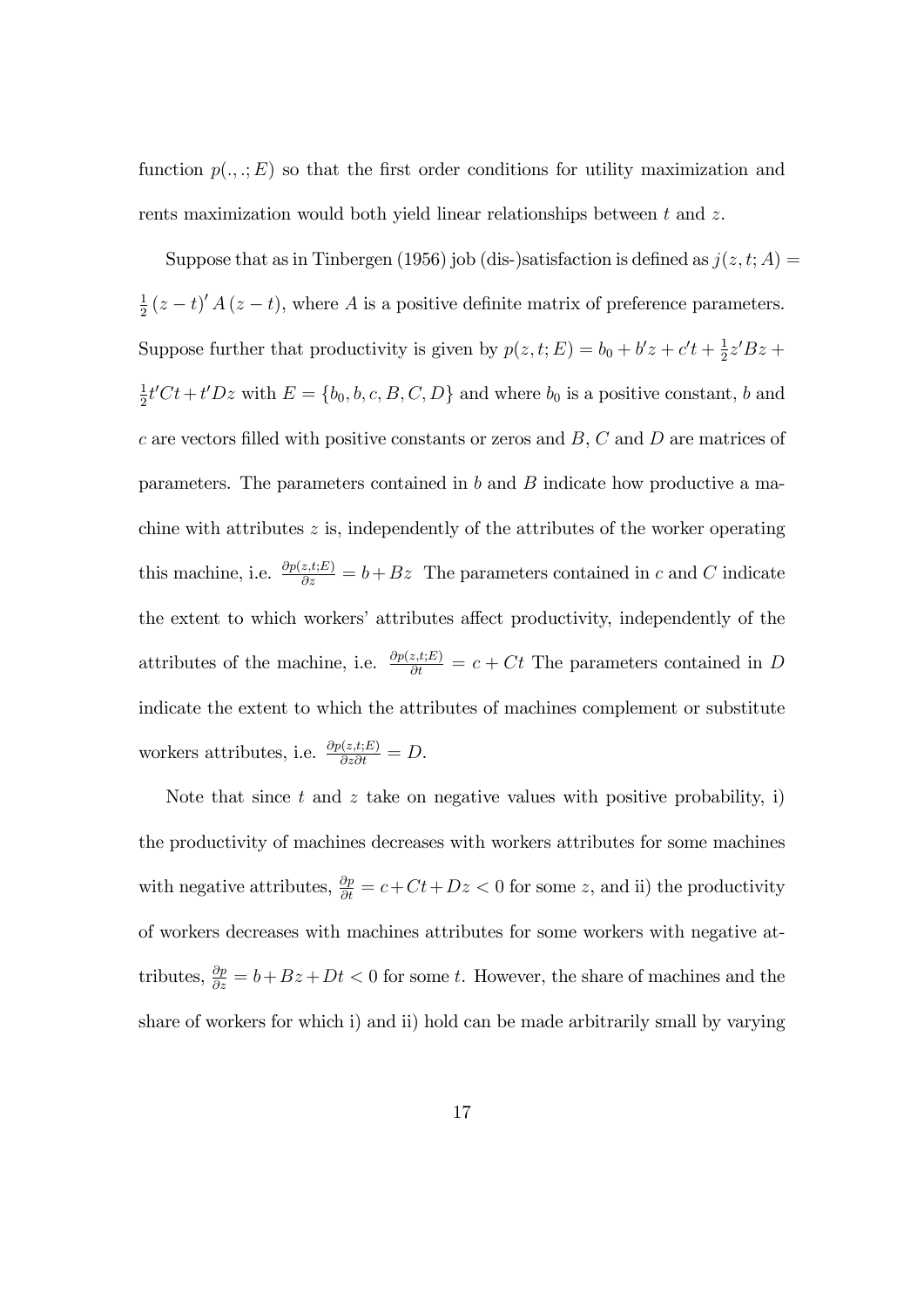function $p(.,.;E)$ so that the first order conditions for utility maximization and rents maximization would both yield linear relationships between $t$ and $z$.

Suppose that as in Tinbergen (1956) job (dis-)satisfaction is defined as $j(z,t;A) = \frac{1}{2}(z-t)' A (z-t)$, where $A$ is a positive definite matrix of preference parameters. Suppose further that productivity is given by $p(z,t;E) = b_0 + b'z + c't + \frac{1}{2}z'Bz + \frac{1}{2}t'Ct + t'Dz$ with $E = \{b_0, b, c, B, C, D\}$ and where $b_0$ is a positive constant, $b$ and $c$ are vectors filled with positive constants or zeros and $B$, $C$ and $D$ are matrices of parameters. The parameters contained in $b$ and $B$ indicate how productive a machine with attributes $z$ is, independently of the attributes of the worker operating this machine, i.e. $\frac{\partial p(z,t;E)}{\partial z} = b + Bz$ The parameters contained in $c$ and $C$ indicate the extent to which workers' attributes affect productivity, independently of the attributes of the machine, i.e. $\frac{\partial p(z,t;E)}{\partial t} = c + Ct$ The parameters contained in $D$ indicate the extent to which the attributes of machines complement or substitute workers attributes, i.e. $\frac{\partial p(z,t;E)}{\partial z \partial t} = D$.

Note that since $t$ and $z$ take on negative values with positive probability, i) the productivity of machines decreases with workers attributes for some machines with negative attributes, $\frac{\partial p}{\partial t} = c + Ct + Dz < 0$ for some $z$, and ii) the productivity of workers decreases with machines attributes for some workers with negative attributes, $\frac{\partial p}{\partial z} = b + Bz + Dt < 0$ for some $t$. However, the share of machines and the share of workers for which i) and ii) hold can be made arbitrarily small by varying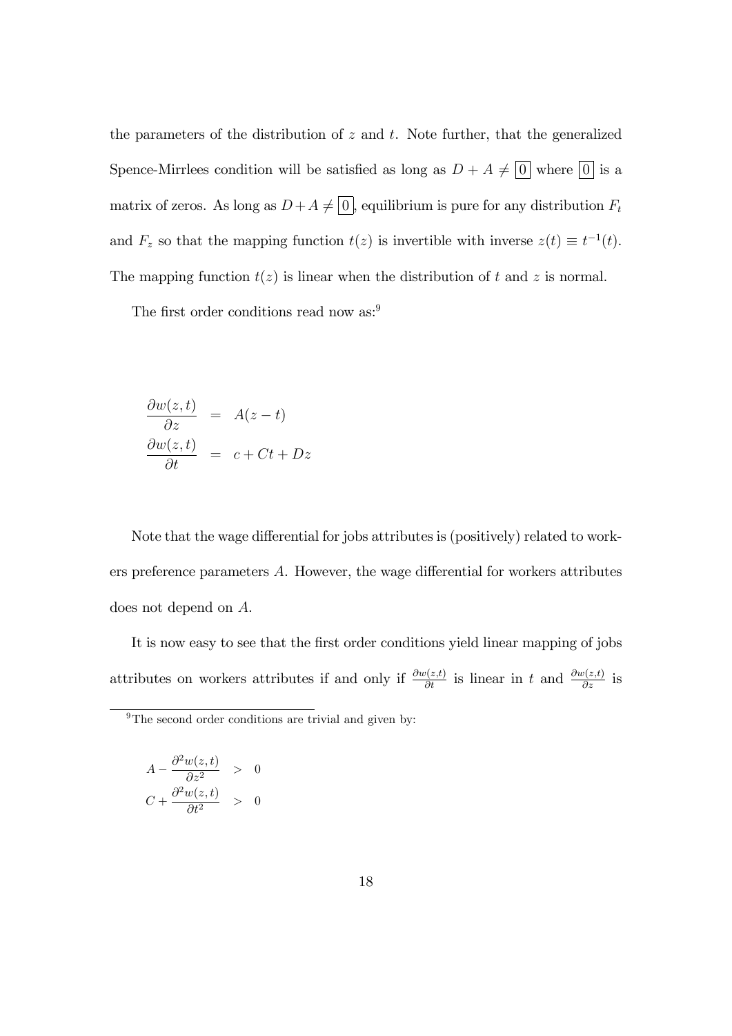the parameters of the distribution of $z$ and $t$. Note further, that the generalized Spence-Mirrlees condition will be satisfied as long as $D + A \neq \boxed{0}$ where $\boxed{0}$ is a matrix of zeros. As long as $D + A \neq \boxed{0}$, equilibrium is pure for any distribution $F_t$ and $F_z$ so that the mapping function $t(z)$ is invertible with inverse $z(t) \equiv t^{-1}(t)$. The mapping function $t(z)$ is linear when the distribution of $t$ and $z$ is normal.

The first order conditions read now as:[9]

$$
\begin{aligned}
\frac{\partial w(z,t)}{\partial z} &= A(z-t) \\
\frac{\partial w(z,t)}{\partial t} &= c + Ct + Dz
\end{aligned}
$$

Note that the wage differential for jobs attributes is (positively) related to workers preference parameters $A$. However, the wage differential for workers attributes does not depend on $A$.

It is now easy to see that the first order conditions yield linear mapping of jobs attributes on workers attributes if and only if $\frac{\partial w(z,t)}{\partial t}$ is linear in $t$ and $\frac{\partial w(z,t)}{\partial z}$ is

[9] The second order conditions are trivial and given by:

$$
\begin{aligned}
A - \frac{\partial^2 w(z,t)}{\partial z^2} &> 0 \\
C + \frac{\partial^2 w(z,t)}{\partial t^2} &> 0
\end{aligned}
$$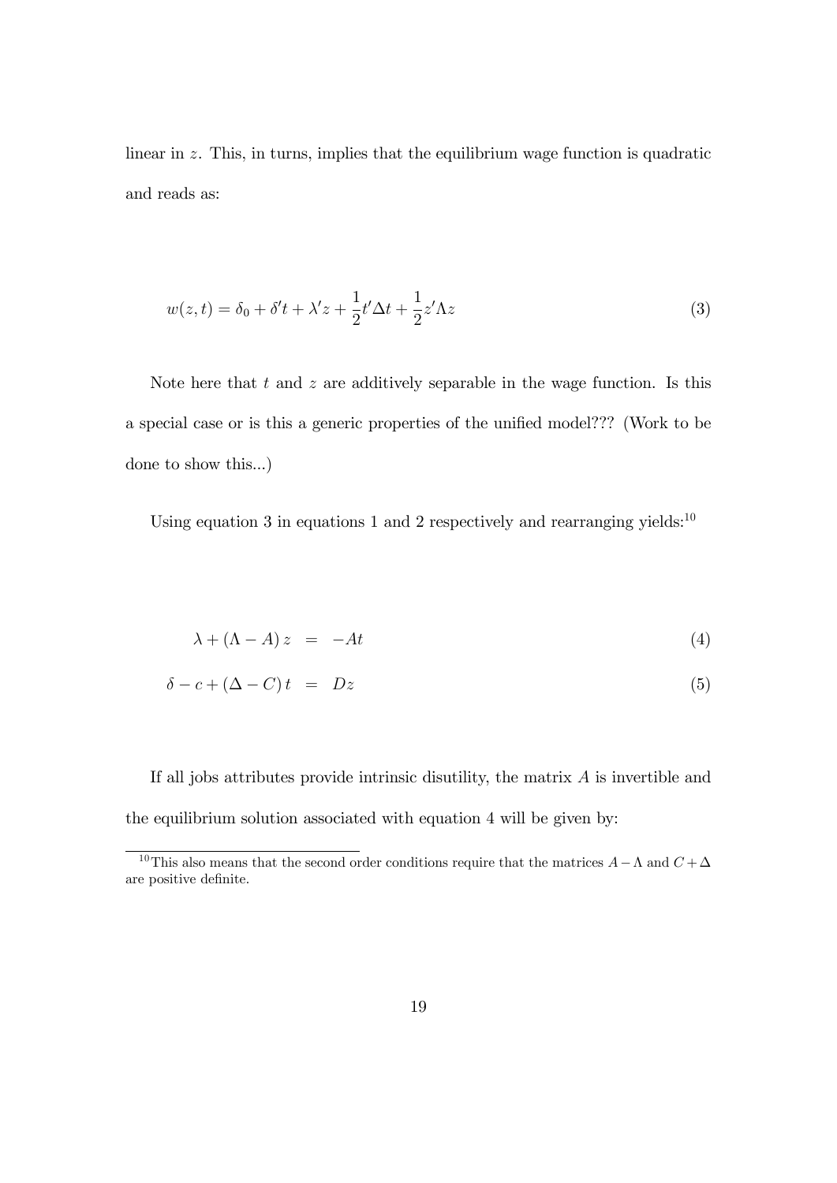linear in $z$. This, in turns, implies that the equilibrium wage function is quadratic and reads as:

$$w(z,t) = \delta_0 + \delta' t + \lambda' z + \frac{1}{2} t' \Delta t + \frac{1}{2} z' \Lambda z \tag{3}$$

Note here that $t$ and $z$ are additively separable in the wage function. Is this a special case or is this a generic properties of the unified model??? (Work to be done to show this...)

Using equation 3 in equations 1 and 2 respectively and rearranging yields:[10]

$$\lambda + (\Lambda - A) z = -At \tag{4}$$

$$\delta - c + (\Delta - C) t = Dz \tag{5}$$

If all jobs attributes provide intrinsic disutility, the matrix $A$ is invertible and the equilibrium solution associated with equation 4 will be given by:

[10] This also means that the second order conditions require that the matrices $A - \Lambda$ and $C + \Delta$ are positive definite.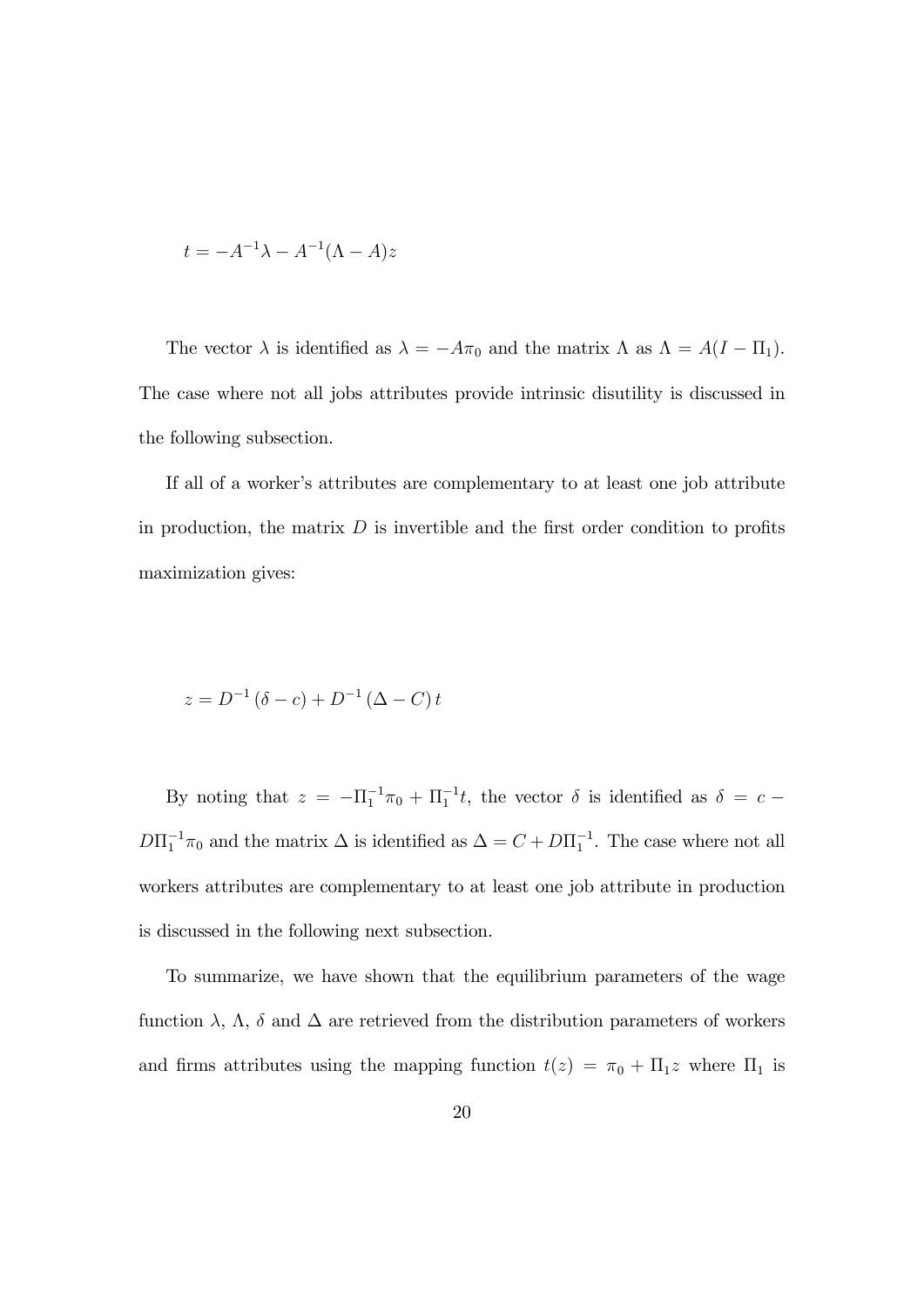$$t = -A^{-1}\lambda - A^{-1}(\Lambda - A)z$$

The vector $\lambda$ is identified as $\lambda = -A\pi_0$ and the matrix $\Lambda$ as $\Lambda = A(I - \Pi_1)$. The case where not all jobs attributes provide intrinsic disutility is discussed in the following subsection.

If all of a worker's attributes are complementary to at least one job attribute in production, the matrix $D$ is invertible and the first order condition to profits maximization gives:

$$z = D^{-1}(\delta - c) + D^{-1}(\Delta - C)\, t$$

By noting that $z = -\Pi_1^{-1}\pi_0 + \Pi_1^{-1}t$, the vector $\delta$ is identified as $\delta = c - D\Pi_1^{-1}\pi_0$ and the matrix $\Delta$ is identified as $\Delta = C + D\Pi_1^{-1}$. The case where not all workers attributes are complementary to at least one job attribute in production is discussed in the following next subsection.

To summarize, we have shown that the equilibrium parameters of the wage function $\lambda$, $\Lambda$, $\delta$ and $\Delta$ are retrieved from the distribution parameters of workers and firms attributes using the mapping function $t(z) = \pi_0 + \Pi_1 z$ where $\Pi_1$ is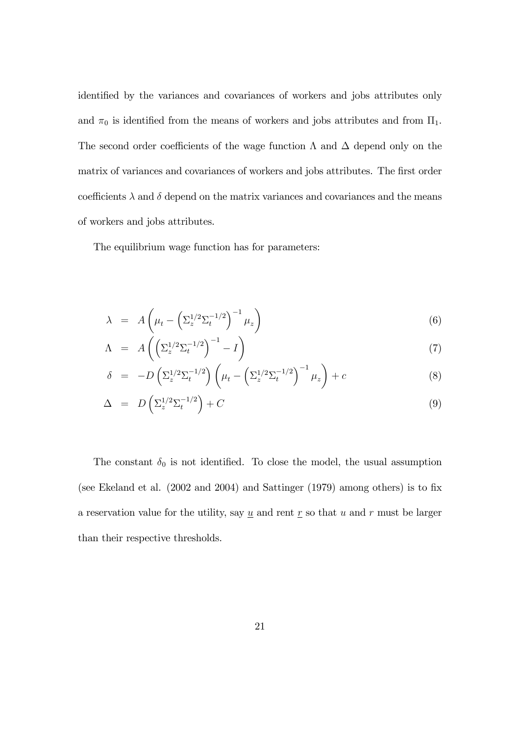identified by the variances and covariances of workers and jobs attributes only and $\pi_0$ is identified from the means of workers and jobs attributes and from $\Pi_1$. The second order coefficients of the wage function $\Lambda$ and $\Delta$ depend only on the matrix of variances and covariances of workers and jobs attributes. The first order coefficients $\lambda$ and $\delta$ depend on the matrix variances and covariances and the means of workers and jobs attributes.

The equilibrium wage function has for parameters:

$$\lambda = A\left(\mu_t - \left(\Sigma_z^{1/2}\Sigma_t^{-1/2}\right)^{-1}\mu_z\right) \tag{6}$$

$$\Lambda = A\left(\left(\Sigma_z^{1/2}\Sigma_t^{-1/2}\right)^{-1} - I\right) \tag{7}$$

$$\delta = -D\left(\Sigma_z^{1/2}\Sigma_t^{-1/2}\right)\left(\mu_t - \left(\Sigma_z^{1/2}\Sigma_t^{-1/2}\right)^{-1}\mu_z\right) + c \tag{8}$$

$$\Delta = D\left(\Sigma_z^{1/2}\Sigma_t^{-1/2}\right) + C \tag{9}$$

The constant $\delta_0$ is not identified. To close the model, the usual assumption (see Ekeland et al. (2002 and 2004) and Sattinger (1979) among others) is to fix a reservation value for the utility, say $\underline{u}$ and rent $\underline{r}$ so that $u$ and $r$ must be larger than their respective thresholds.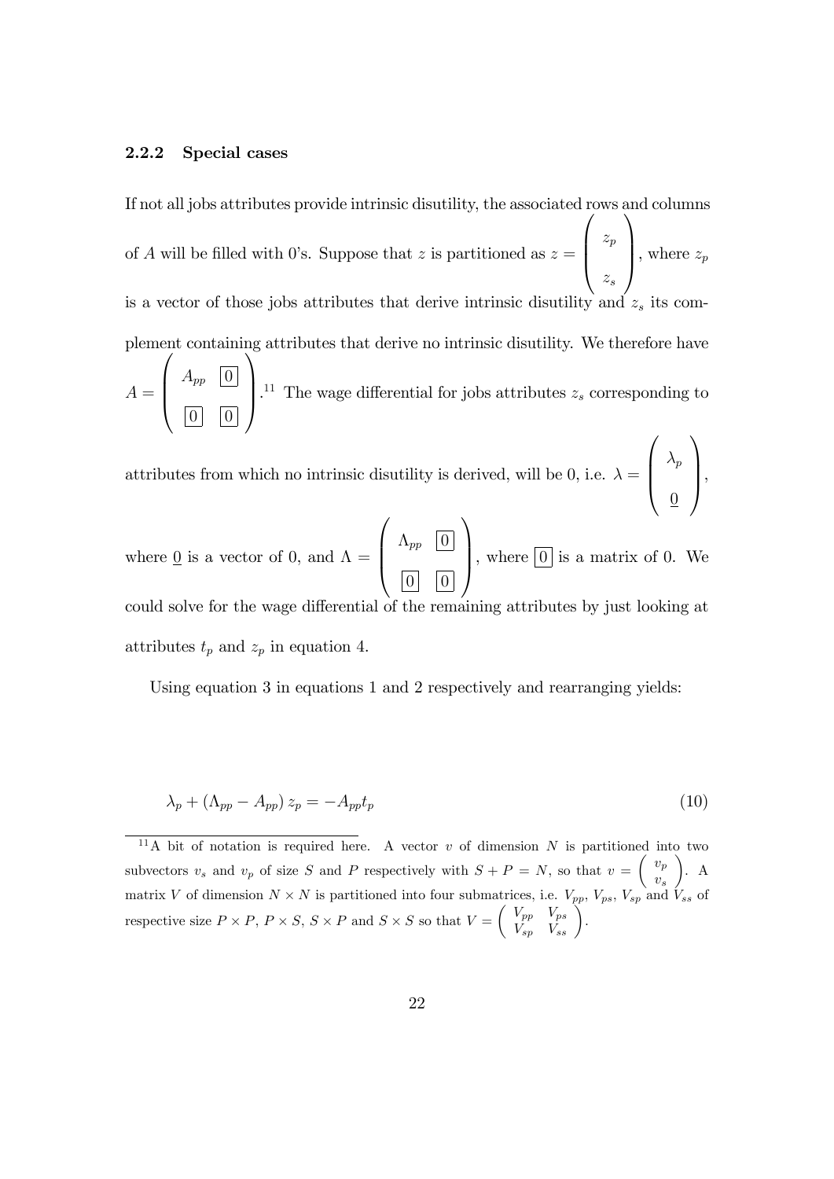### 2.2.2 Special cases

If not all jobs attributes provide intrinsic disutility, the associated rows and columns of $A$ will be filled with 0's. Suppose that $z$ is partitioned as $z = \begin{pmatrix} z_p \\ z_s \end{pmatrix}$, where $z_p$ is a vector of those jobs attributes that derive intrinsic disutility and $z_s$ its complement containing attributes that derive no intrinsic disutility. We therefore have $A = \begin{pmatrix} A_{pp} & \boxed{0} \\ \boxed{0} & \boxed{0} \end{pmatrix}$.[11] The wage differential for jobs attributes $z_s$ corresponding to attributes from which no intrinsic disutility is derived, will be 0, i.e. $\lambda = \begin{pmatrix} \lambda_p \\ \underline{0} \end{pmatrix}$, where $\underline{0}$ is a vector of 0, and $\Lambda = \begin{pmatrix} \Lambda_{pp} & \boxed{0} \\ \boxed{0} & \boxed{0} \end{pmatrix}$, where $\boxed{0}$ is a matrix of 0. We could solve for the wage differential of the remaining attributes by just looking at attributes $t_p$ and $z_p$ in equation 4.

Using equation 3 in equations 1 and 2 respectively and rearranging yields:

$$\lambda_p + (\Lambda_{pp} - A_{pp})\, z_p = -A_{pp} t_p \tag{10}$$

[11] A bit of notation is required here. A vector $v$ of dimension $N$ is partitioned into two subvectors $v_s$ and $v_p$ of size $S$ and $P$ respectively with $S + P = N$, so that $v = \begin{pmatrix} v_p \\ v_s \end{pmatrix}$. A matrix $V$ of dimension $N \times N$ is partitioned into four submatrices, i.e. $V_{pp}$, $V_{ps}$, $V_{sp}$ and $V_{ss}$ of respective size $P \times P$, $P \times S$, $S \times P$ and $S \times S$ so that $V = \begin{pmatrix} V_{pp} & V_{ps} \\ V_{sp} & V_{ss} \end{pmatrix}$.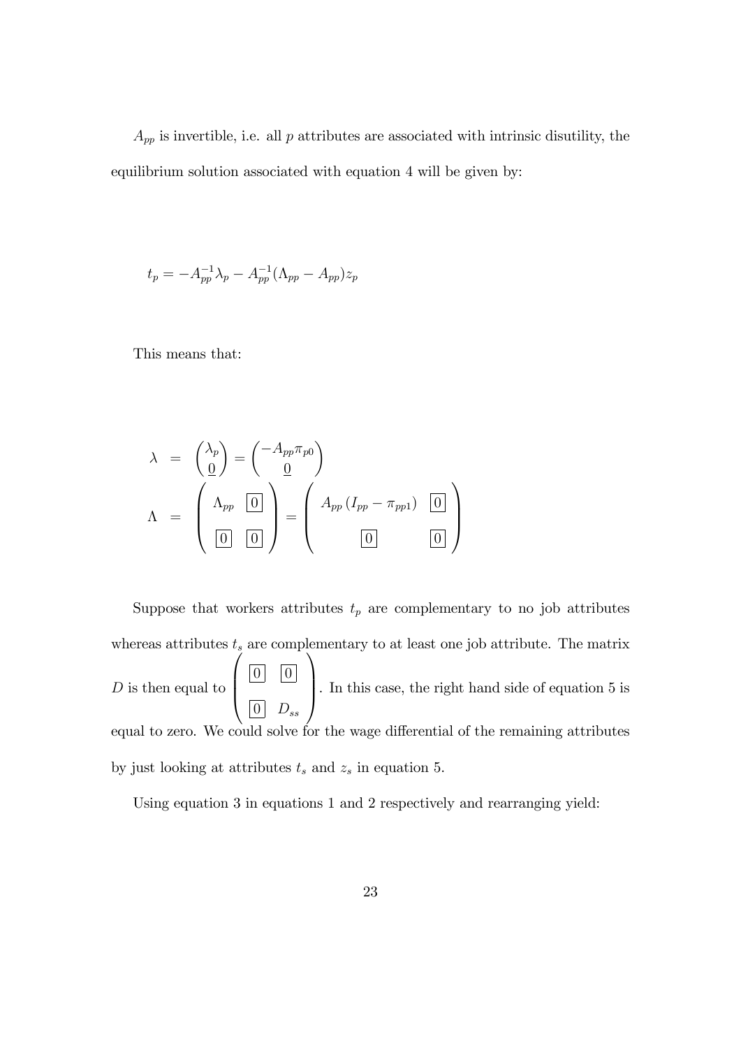$A_{pp}$ is invertible, i.e. all $p$ attributes are associated with intrinsic disutility, the equilibrium solution associated with equation 4 will be given by:

$$t_p = -A_{pp}^{-1}\lambda_p - A_{pp}^{-1}(\Lambda_{pp} - A_{pp})z_p$$

This means that:

$$\begin{aligned}
\lambda &= \begin{pmatrix} \lambda_p \\ \underline{0} \end{pmatrix} = \begin{pmatrix} -A_{pp}\pi_{p0} \\ \underline{0} \end{pmatrix} \\
\Lambda &= \begin{pmatrix} \Lambda_{pp} & \boxed{0} \\ \boxed{0} & \boxed{0} \end{pmatrix} = \begin{pmatrix} A_{pp}\left(I_{pp} - \pi_{pp1}\right) & \boxed{0} \\ \boxed{0} & \boxed{0} \end{pmatrix}
\end{aligned}$$

Suppose that workers attributes $t_p$ are complementary to no job attributes whereas attributes $t_s$ are complementary to at least one job attribute. The matrix $D$ is then equal to $\begin{pmatrix} \boxed{0} & \boxed{0} \\ \boxed{0} & D_{ss} \end{pmatrix}$. In this case, the right hand side of equation 5 is equal to zero. We could solve for the wage differential of the remaining attributes by just looking at attributes $t_s$ and $z_s$ in equation 5.

Using equation 3 in equations 1 and 2 respectively and rearranging yield: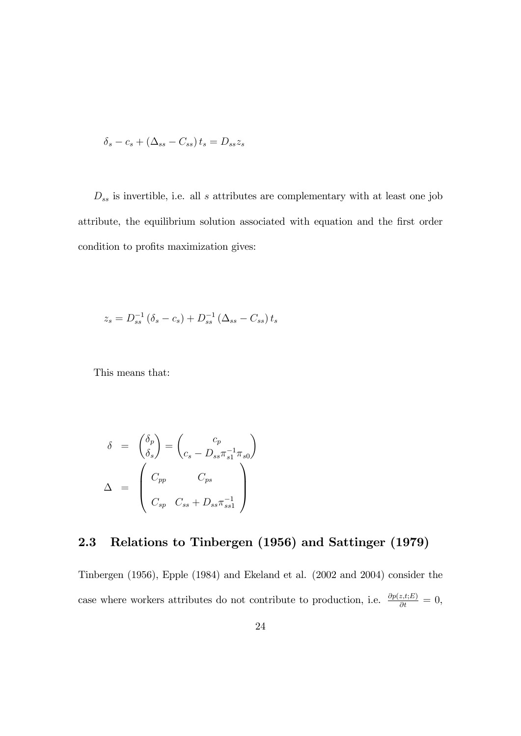$$\delta_s - c_s + (\Delta_{ss} - C_{ss})\, t_s = D_{ss} z_s$$

$D_{ss}$ is invertible, i.e. all $s$ attributes are complementary with at least one job attribute, the equilibrium solution associated with equation and the first order condition to profits maximization gives:

$$z_s = D_{ss}^{-1}(\delta_s - c_s) + D_{ss}^{-1}(\Delta_{ss} - C_{ss})\, t_s$$

This means that:

$$\begin{aligned}
\delta &= \begin{pmatrix} \delta_p \\ \delta_s \end{pmatrix} = \begin{pmatrix} c_p \\ c_s - D_{ss}\pi_{s1}^{-1}\pi_{s0} \end{pmatrix} \\
\Delta &= \begin{pmatrix} C_{pp} & C_{ps} \\ C_{sp} & C_{ss} + D_{ss}\pi_{ss1}^{-1} \end{pmatrix}
\end{aligned}$$

## 2.3 Relations to Tinbergen (1956) and Sattinger (1979)

Tinbergen (1956), Epple (1984) and Ekeland et al. (2002 and 2004) consider the case where workers attributes do not contribute to production, i.e. $\frac{\partial p(z,t;E)}{\partial t} = 0$,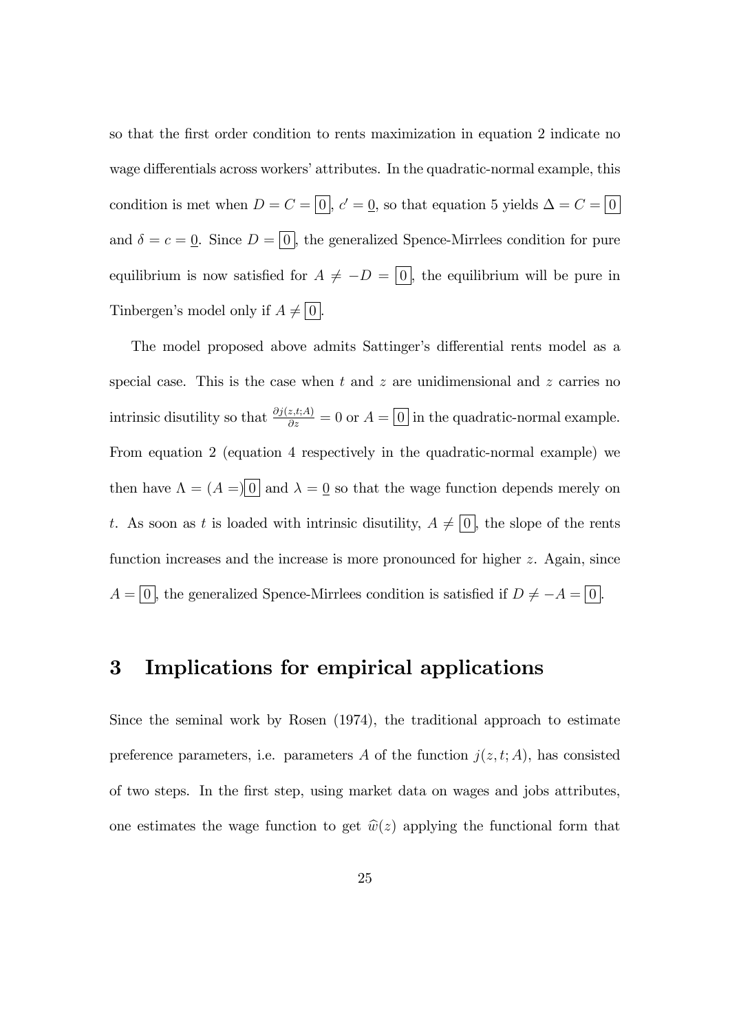so that the first order condition to rents maximization in equation 2 indicate no wage differentials across workers' attributes. In the quadratic-normal example, this condition is met when $D = C = \boxed{0}$, $c' = \underline{0}$, so that equation 5 yields $\Delta = C = \boxed{0}$ and $\delta = c = \underline{0}$. Since $D = \boxed{0}$, the generalized Spence-Mirrlees condition for pure equilibrium is now satisfied for $A \neq -D = \boxed{0}$, the equilibrium will be pure in Tinbergen's model only if $A \neq \boxed{0}$.

The model proposed above admits Sattinger's differential rents model as a special case. This is the case when $t$ and $z$ are unidimensional and $z$ carries no intrinsic disutility so that $\frac{\partial j(z,t;A)}{\partial z} = 0$ or $A = \boxed{0}$ in the quadratic-normal example. From equation 2 (equation 4 respectively in the quadratic-normal example) we then have $\Lambda = (A =)\boxed{0}$ and $\lambda = \underline{0}$ so that the wage function depends merely on $t$. As soon as $t$ is loaded with intrinsic disutility, $A \neq \boxed{0}$, the slope of the rents function increases and the increase is more pronounced for higher $z$. Again, since $A = \boxed{0}$, the generalized Spence-Mirrlees condition is satisfied if $D \neq -A = \boxed{0}$.

# 3 Implications for empirical applications

Since the seminal work by Rosen (1974), the traditional approach to estimate preference parameters, i.e. parameters $A$ of the function $j(z, t; A)$, has consisted of two steps. In the first step, using market data on wages and jobs attributes, one estimates the wage function to get $\widehat{w}(z)$ applying the functional form that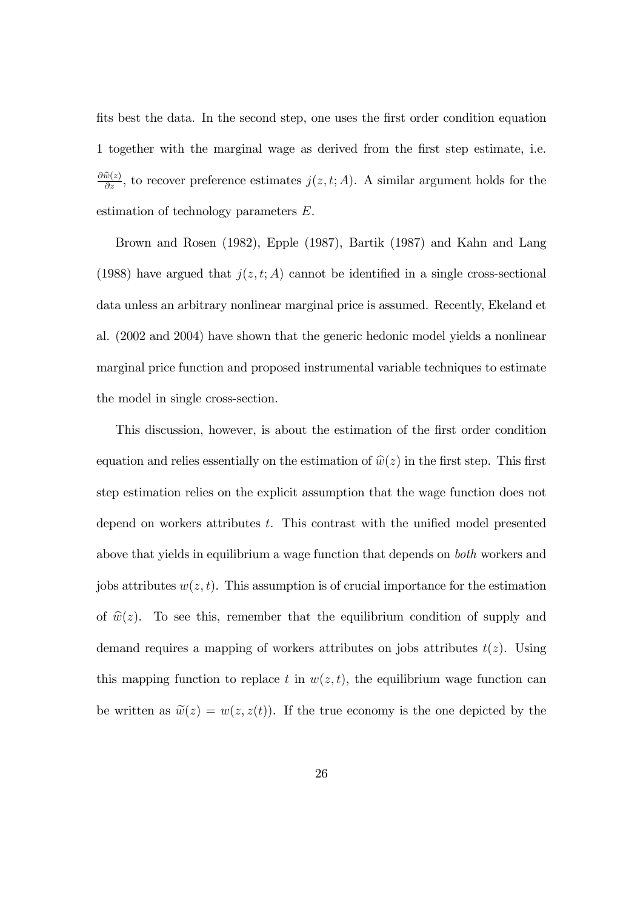fits best the data. In the second step, one uses the first order condition equation 1 together with the marginal wage as derived from the first step estimate, i.e. $\frac{\partial \widehat{w}(z)}{\partial z}$, to recover preference estimates $j(z, t; A)$. A similar argument holds for the estimation of technology parameters $E$.

Brown and Rosen (1982), Epple (1987), Bartik (1987) and Kahn and Lang (1988) have argued that $j(z, t; A)$ cannot be identified in a single cross-sectional data unless an arbitrary nonlinear marginal price is assumed. Recently, Ekeland et al. (2002 and 2004) have shown that the generic hedonic model yields a nonlinear marginal price function and proposed instrumental variable techniques to estimate the model in single cross-section.

This discussion, however, is about the estimation of the first order condition equation and relies essentially on the estimation of $\widehat{w}(z)$ in the first step. This first step estimation relies on the explicit assumption that the wage function does not depend on workers attributes $t$. This contrast with the unified model presented above that yields in equilibrium a wage function that depends on *both* workers and jobs attributes $w(z, t)$. This assumption is of crucial importance for the estimation of $\widehat{w}(z)$. To see this, remember that the equilibrium condition of supply and demand requires a mapping of workers attributes on jobs attributes $t(z)$. Using this mapping function to replace $t$ in $w(z, t)$, the equilibrium wage function can be written as $\widetilde{w}(z) = w(z, z(t))$. If the true economy is the one depicted by the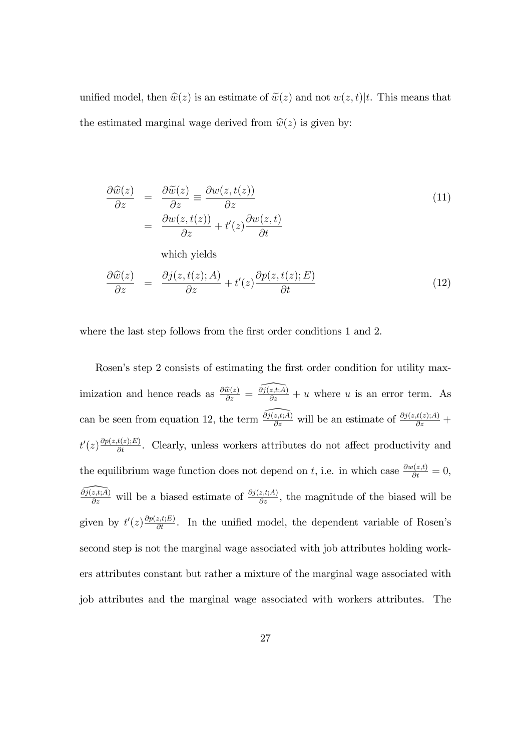unified model, then $\widehat{w}(z)$ is an estimate of $\widetilde{w}(z)$ and not $w(z,t)|t$. This means that the estimated marginal wage derived from $\widehat{w}(z)$ is given by:

$$
\begin{aligned}
\frac{\partial \widehat{w}(z)}{\partial z} &= \frac{\partial \widetilde{w}(z)}{\partial z} \equiv \frac{\partial w(z,t(z))}{\partial z} \\
&= \frac{\partial w(z,t(z))}{\partial z} + t'(z)\frac{\partial w(z,t)}{\partial t}
\end{aligned}
\tag{11}
$$

which yields

$$
\frac{\partial \widehat{w}(z)}{\partial z} = \frac{\partial j(z,t(z);A)}{\partial z} + t'(z)\frac{\partial p(z,t(z);E)}{\partial t} \tag{12}
$$

where the last step follows from the first order conditions 1 and 2.

Rosen's step 2 consists of estimating the first order condition for utility maximization and hence reads as $\frac{\partial \widehat{w}(z)}{\partial z} = \widehat{\frac{\partial j(z,t;A)}{\partial z}} + u$ where $u$ is an error term. As can be seen from equation 12, the term $\widehat{\frac{\partial j(z,t;A)}{\partial z}}$ will be an estimate of $\frac{\partial j(z,t(z);A)}{\partial z} + t'(z)\frac{\partial p(z,t(z);E)}{\partial t}$. Clearly, unless workers attributes do not affect productivity and the equilibrium wage function does not depend on $t$, i.e. in which case $\frac{\partial w(z,t)}{\partial t} = 0$, $\widehat{\frac{\partial j(z,t;A)}{\partial z}}$ will be a biased estimate of $\frac{\partial j(z,t;A)}{\partial z}$, the magnitude of the biased will be given by $t'(z)\frac{\partial p(z,t;E)}{\partial t}$. In the unified model, the dependent variable of Rosen's second step is not the marginal wage associated with job attributes holding workers attributes constant but rather a mixture of the marginal wage associated with job attributes and the marginal wage associated with workers attributes. The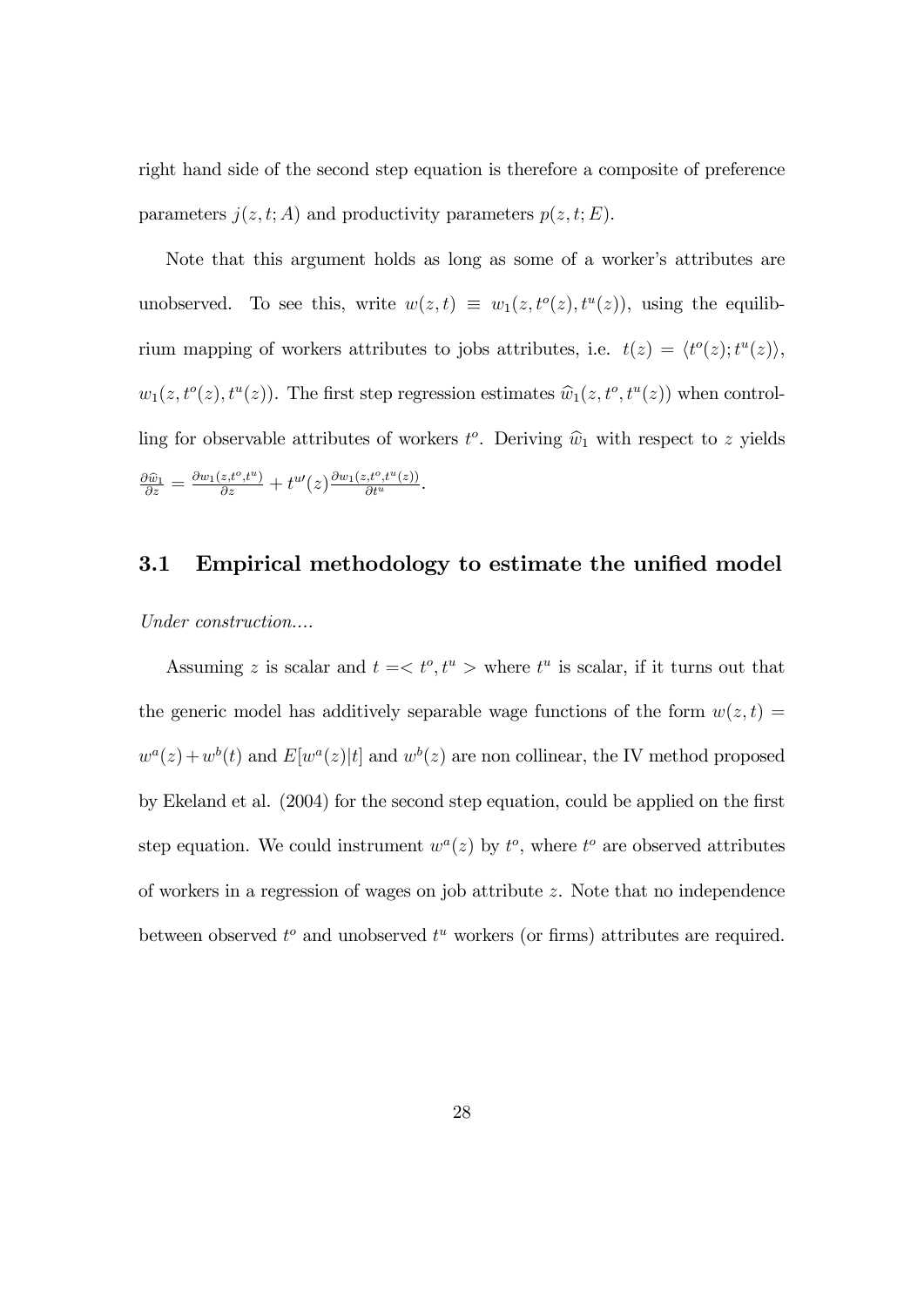right hand side of the second step equation is therefore a composite of preference parameters $j(z, t; A)$ and productivity parameters $p(z, t; E)$.

Note that this argument holds as long as some of a worker's attributes are unobserved. To see this, write $w(z, t) \equiv w_1(z, t^o(z), t^u(z))$, using the equilibrium mapping of workers attributes to jobs attributes, i.e. $t(z) = \langle t^o(z); t^u(z) \rangle$, $w_1(z, t^o(z), t^u(z))$. The first step regression estimates $\widehat{w}_1(z, t^o, t^u(z))$ when controlling for observable attributes of workers $t^o$. Deriving $\widehat{w}_1$ with respect to $z$ yields $\frac{\partial \widehat{w}_1}{\partial z} = \frac{\partial w_1(z,t^o,t^u)}{\partial z} + t^{u\prime}(z) \frac{\partial w_1(z,t^o,t^u(z))}{\partial t^u}$.

## 3.1 Empirical methodology to estimate the unified model

*Under construction....*

Assuming $z$ is scalar and $t = < t^o, t^u >$ where $t^u$ is scalar, if it turns out that the generic model has additively separable wage functions of the form $w(z, t) = w^a(z) + w^b(t)$ and $E[w^a(z)|t]$ and $w^b(z)$ are non collinear, the IV method proposed by Ekeland et al. (2004) for the second step equation, could be applied on the first step equation. We could instrument $w^a(z)$ by $t^o$, where $t^o$ are observed attributes of workers in a regression of wages on job attribute $z$. Note that no independence between observed $t^o$ and unobserved $t^u$ workers (or firms) attributes are required.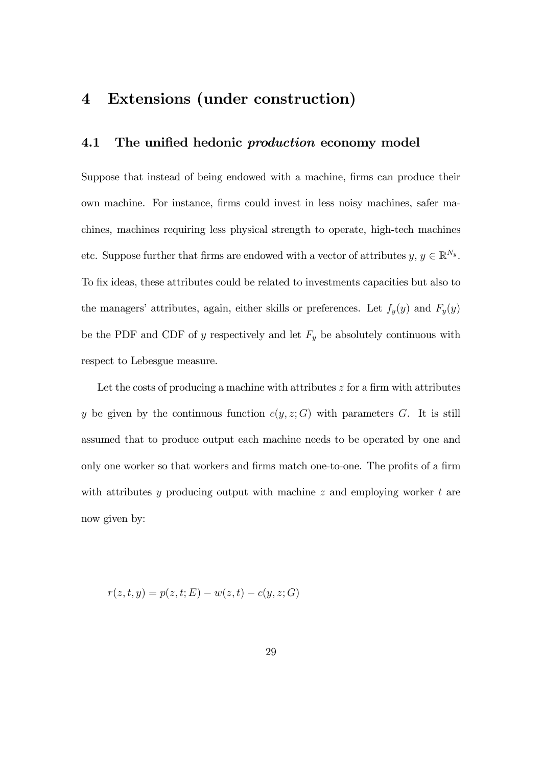# 4 Extensions (under construction)

## 4.1 The unified hedonic *production* economy model

Suppose that instead of being endowed with a machine, firms can produce their own machine. For instance, firms could invest in less noisy machines, safer machines, machines requiring less physical strength to operate, high-tech machines etc. Suppose further that firms are endowed with a vector of attributes $y$, $y \in \mathbb{R}^{N_y}$. To fix ideas, these attributes could be related to investments capacities but also to the managers' attributes, again, either skills or preferences. Let $f_y(y)$ and $F_y(y)$ be the PDF and CDF of $y$ respectively and let $F_y$ be absolutely continuous with respect to Lebesgue measure.

Let the costs of producing a machine with attributes $z$ for a firm with attributes $y$ be given by the continuous function $c(y, z; G)$ with parameters $G$. It is still assumed that to produce output each machine needs to be operated by one and only one worker so that workers and firms match one-to-one. The profits of a firm with attributes $y$ producing output with machine $z$ and employing worker $t$ are now given by:

$$r(z, t, y) = p(z, t; E) - w(z, t) - c(y, z; G)$$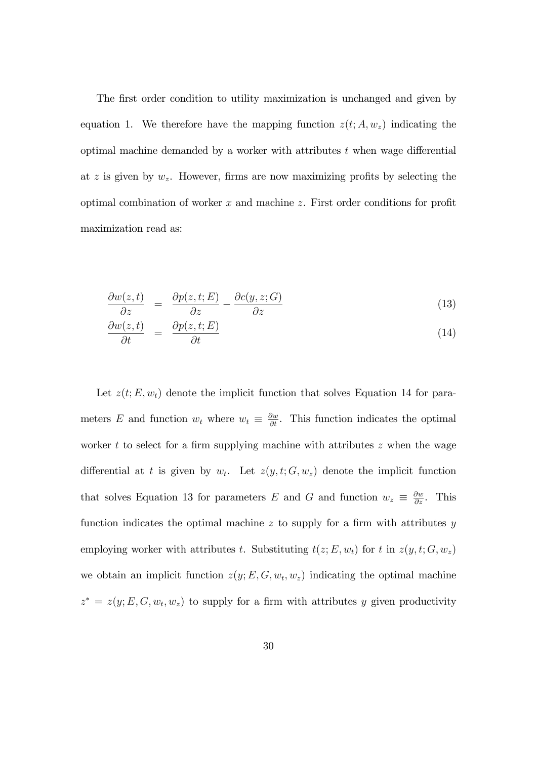The first order condition to utility maximization is unchanged and given by equation 1. We therefore have the mapping function $z(t; A, w_z)$ indicating the optimal machine demanded by a worker with attributes $t$ when wage differential at $z$ is given by $w_z$. However, firms are now maximizing profits by selecting the optimal combination of worker $x$ and machine $z$. First order conditions for profit maximization read as:

$$\frac{\partial w(z,t)}{\partial z} = \frac{\partial p(z,t;E)}{\partial z} - \frac{\partial c(y,z;G)}{\partial z} \tag{13}$$

$$\frac{\partial w(z,t)}{\partial t} = \frac{\partial p(z,t;E)}{\partial t} \tag{14}$$

Let $z(t; E, w_t)$ denote the implicit function that solves Equation 14 for parameters $E$ and function $w_t$ where $w_t \equiv \frac{\partial w}{\partial t}$. This function indicates the optimal worker $t$ to select for a firm supplying machine with attributes $z$ when the wage differential at $t$ is given by $w_t$. Let $z(y, t; G, w_z)$ denote the implicit function that solves Equation 13 for parameters $E$ and $G$ and function $w_z \equiv \frac{\partial w}{\partial z}$. This function indicates the optimal machine $z$ to supply for a firm with attributes $y$ employing worker with attributes $t$. Substituting $t(z; E, w_t)$ for $t$ in $z(y, t; G, w_z)$ we obtain an implicit function $z(y; E, G, w_t, w_z)$ indicating the optimal machine $z^* = z(y; E, G, w_t, w_z)$ to supply for a firm with attributes $y$ given productivity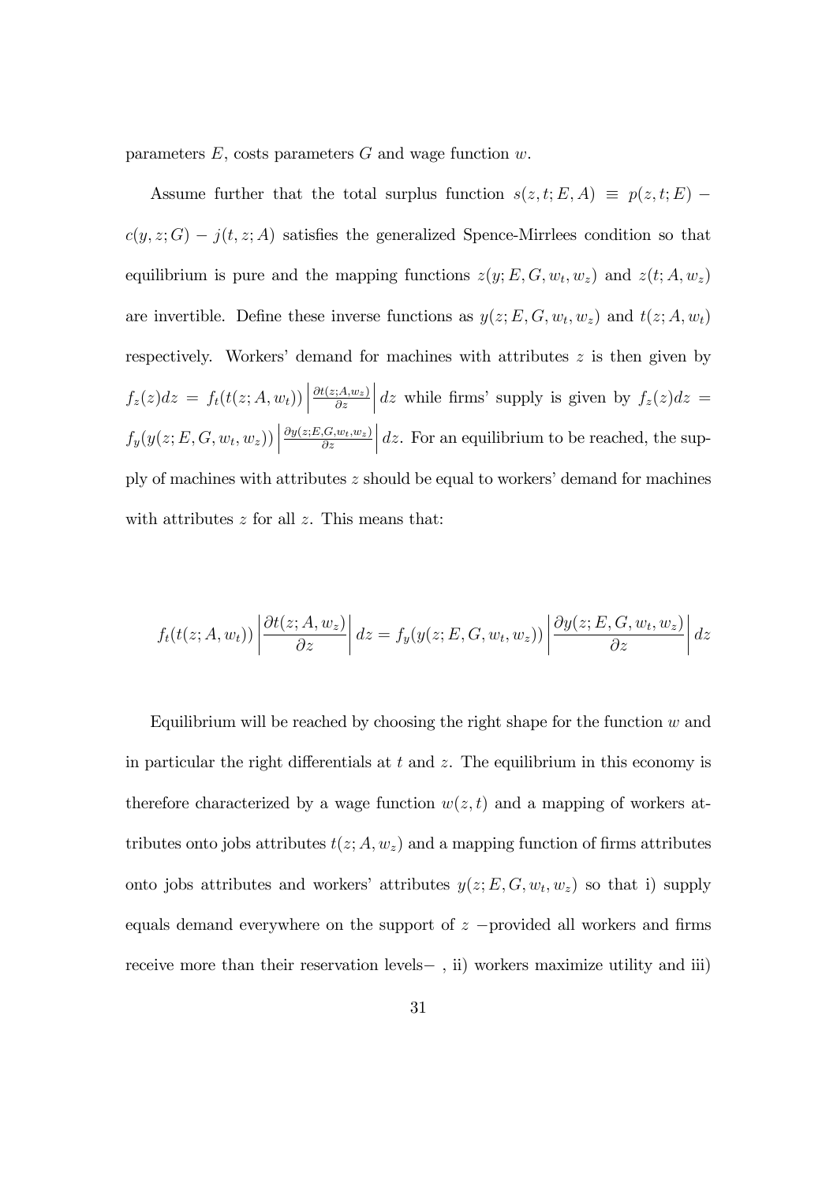parameters $E$, costs parameters $G$ and wage function $w$.

Assume further that the total surplus function $s(z, t; E, A) \equiv p(z, t; E) - c(y, z; G) - j(t, z; A)$ satisfies the generalized Spence-Mirrlees condition so that equilibrium is pure and the mapping functions $z(y; E, G, w_t, w_z)$ and $z(t; A, w_z)$ are invertible. Define these inverse functions as $y(z; E, G, w_t, w_z)$ and $t(z; A, w_t)$ respectively. Workers' demand for machines with attributes $z$ is then given by $f_z(z)dz = f_t(t(z; A, w_t)) \left| \frac{\partial t(z;A,w_z)}{\partial z} \right| dz$ while firms' supply is given by $f_z(z)dz = f_y(y(z; E, G, w_t, w_z)) \left| \frac{\partial y(z;E,G,w_t,w_z)}{\partial z} \right| dz$. For an equilibrium to be reached, the supply of machines with attributes $z$ should be equal to workers' demand for machines with attributes $z$ for all $z$. This means that:

$$f_t(t(z; A, w_t)) \left| \frac{\partial t(z; A, w_z)}{\partial z} \right| dz = f_y(y(z; E, G, w_t, w_z)) \left| \frac{\partial y(z; E, G, w_t, w_z)}{\partial z} \right| dz$$

Equilibrium will be reached by choosing the right shape for the function $w$ and in particular the right differentials at $t$ and $z$. The equilibrium in this economy is therefore characterized by a wage function $w(z, t)$ and a mapping of workers attributes onto jobs attributes $t(z; A, w_z)$ and a mapping function of firms attributes onto jobs attributes and workers' attributes $y(z; E, G, w_t, w_z)$ so that i) supply equals demand everywhere on the support of $z$ −provided all workers and firms receive more than their reservation levels− , ii) workers maximize utility and iii)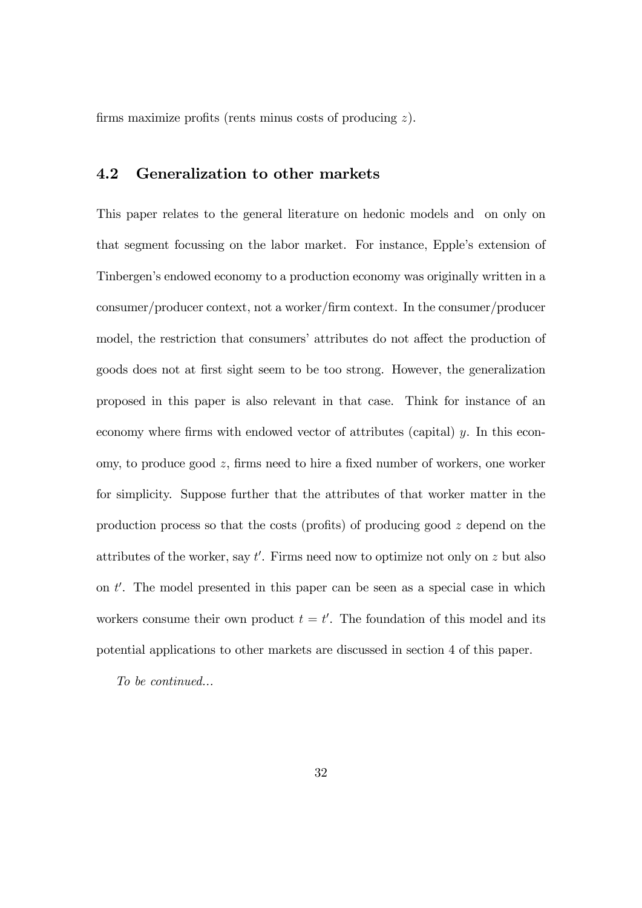firms maximize profits (rents minus costs of producing $z$).

### 4.2 Generalization to other markets

This paper relates to the general literature on hedonic models and on only on that segment focussing on the labor market. For instance, Epple's extension of Tinbergen's endowed economy to a production economy was originally written in a consumer/producer context, not a worker/firm context. In the consumer/producer model, the restriction that consumers' attributes do not affect the production of goods does not at first sight seem to be too strong. However, the generalization proposed in this paper is also relevant in that case. Think for instance of an economy where firms with endowed vector of attributes (capital) $y$. In this economy, to produce good $z$, firms need to hire a fixed number of workers, one worker for simplicity. Suppose further that the attributes of that worker matter in the production process so that the costs (profits) of producing good $z$ depend on the attributes of the worker, say $t'$. Firms need now to optimize not only on $z$ but also on $t'$. The model presented in this paper can be seen as a special case in which workers consume their own product $t = t'$. The foundation of this model and its potential applications to other markets are discussed in section 4 of this paper.

*To be continued...*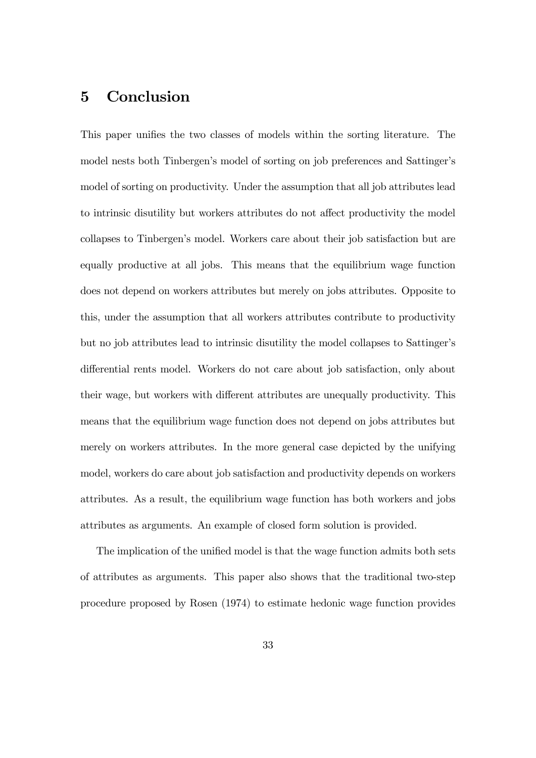# 5 Conclusion

This paper unifies the two classes of models within the sorting literature. The model nests both Tinbergen's model of sorting on job preferences and Sattinger's model of sorting on productivity. Under the assumption that all job attributes lead to intrinsic disutility but workers attributes do not affect productivity the model collapses to Tinbergen's model. Workers care about their job satisfaction but are equally productive at all jobs. This means that the equilibrium wage function does not depend on workers attributes but merely on jobs attributes. Opposite to this, under the assumption that all workers attributes contribute to productivity but no job attributes lead to intrinsic disutility the model collapses to Sattinger's differential rents model. Workers do not care about job satisfaction, only about their wage, but workers with different attributes are unequally productivity. This means that the equilibrium wage function does not depend on jobs attributes but merely on workers attributes. In the more general case depicted by the unifying model, workers do care about job satisfaction and productivity depends on workers attributes. As a result, the equilibrium wage function has both workers and jobs attributes as arguments. An example of closed form solution is provided.

The implication of the unified model is that the wage function admits both sets of attributes as arguments. This paper also shows that the traditional two-step procedure proposed by Rosen (1974) to estimate hedonic wage function provides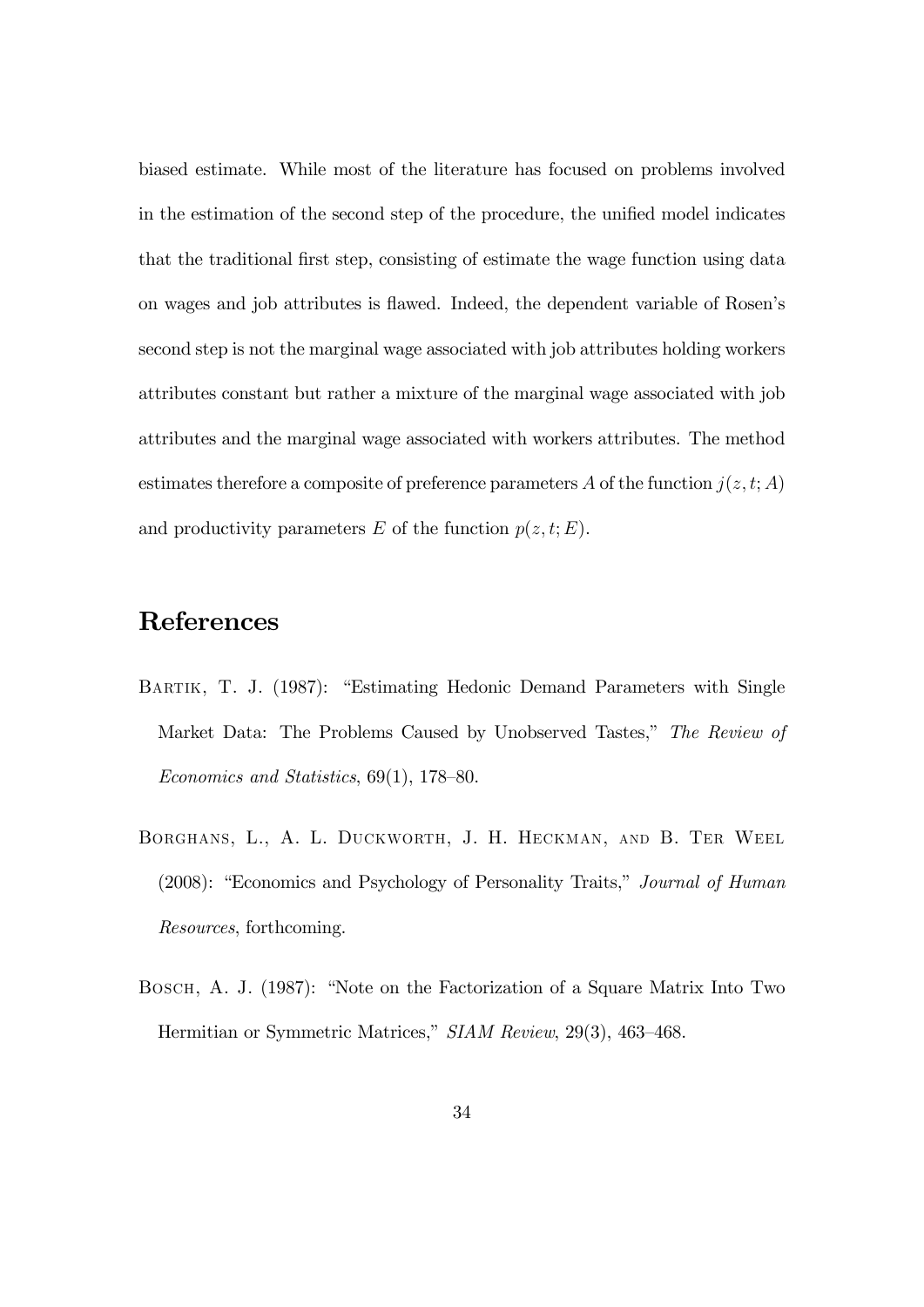biased estimate. While most of the literature has focused on problems involved in the estimation of the second step of the procedure, the unified model indicates that the traditional first step, consisting of estimate the wage function using data on wages and job attributes is flawed. Indeed, the dependent variable of Rosen's second step is not the marginal wage associated with job attributes holding workers attributes constant but rather a mixture of the marginal wage associated with job attributes and the marginal wage associated with workers attributes. The method estimates therefore a composite of preference parameters $A$ of the function $j(z, t; A)$ and productivity parameters $E$ of the function $p(z, t; E)$.

# References

Bartik, T. J. (1987): "Estimating Hedonic Demand Parameters with Single Market Data: The Problems Caused by Unobserved Tastes," *The Review of Economics and Statistics*, 69(1), 178–80.

Borghans, L., A. L. Duckworth, J. H. Heckman, and B. Ter Weel (2008): "Economics and Psychology of Personality Traits," *Journal of Human Resources*, forthcoming.

Bosch, A. J. (1987): "Note on the Factorization of a Square Matrix Into Two Hermitian or Symmetric Matrices," *SIAM Review*, 29(3), 463–468.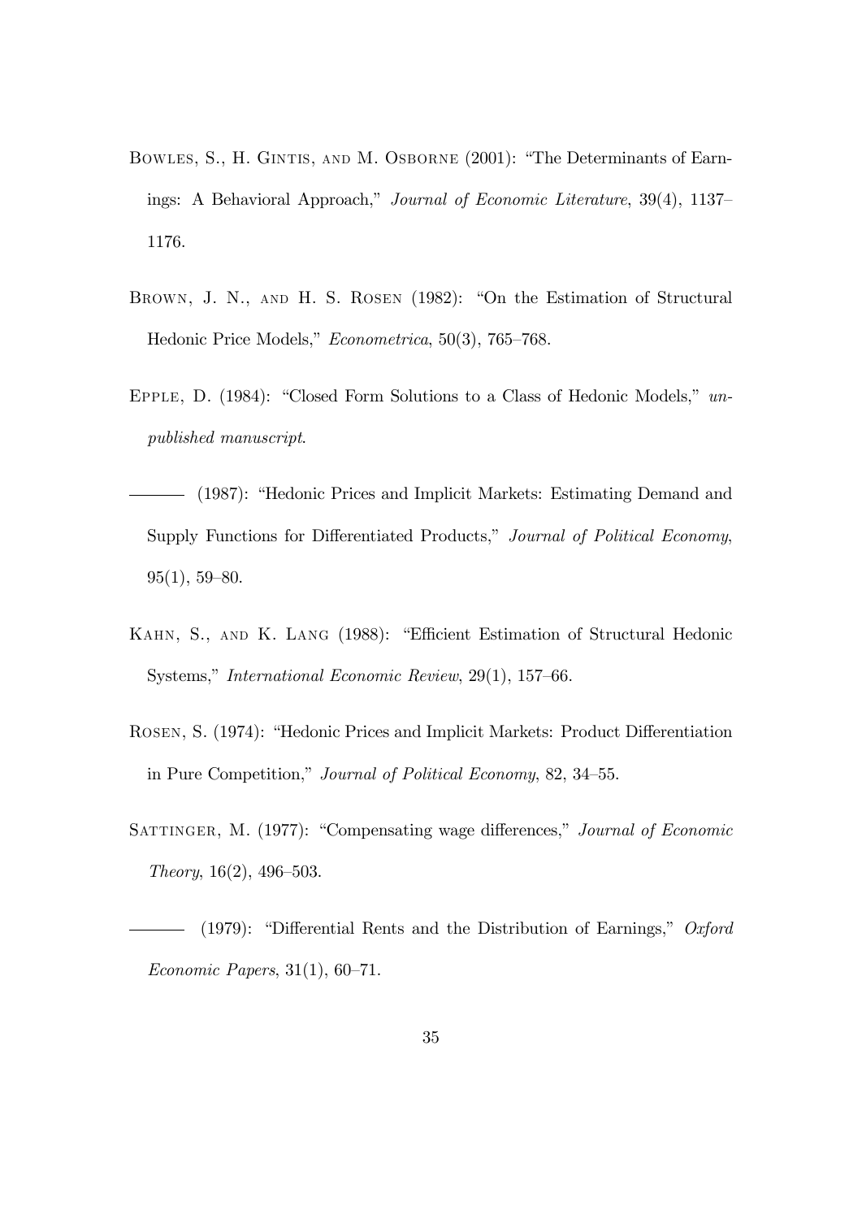Bowles, S., H. Gintis, and M. Osborne (2001): "The Determinants of Earnings: A Behavioral Approach," *Journal of Economic Literature*, 39(4), 1137–1176.

Brown, J. N., and H. S. Rosen (1982): "On the Estimation of Structural Hedonic Price Models," *Econometrica*, 50(3), 765–768.

Epple, D. (1984): "Closed Form Solutions to a Class of Hedonic Models," *unpublished manuscript*.

——— (1987): "Hedonic Prices and Implicit Markets: Estimating Demand and Supply Functions for Differentiated Products," *Journal of Political Economy*, 95(1), 59–80.

Kahn, S., and K. Lang (1988): "Efficient Estimation of Structural Hedonic Systems," *International Economic Review*, 29(1), 157–66.

Rosen, S. (1974): "Hedonic Prices and Implicit Markets: Product Differentiation in Pure Competition," *Journal of Political Economy*, 82, 34–55.

Sattinger, M. (1977): "Compensating wage differences," *Journal of Economic Theory*, 16(2), 496–503.

——— (1979): "Differential Rents and the Distribution of Earnings," *Oxford Economic Papers*, 31(1), 60–71.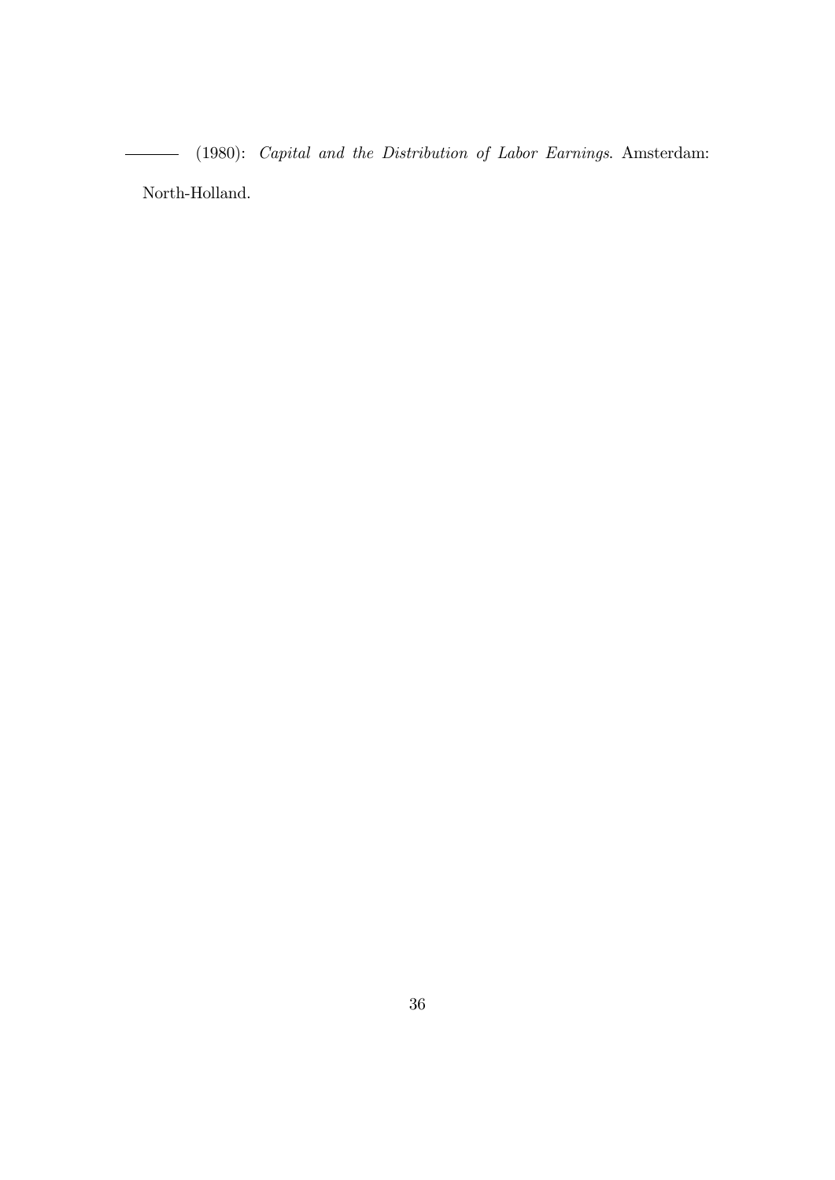——— (1980): *Capital and the Distribution of Labor Earnings*. Amsterdam: North-Holland.